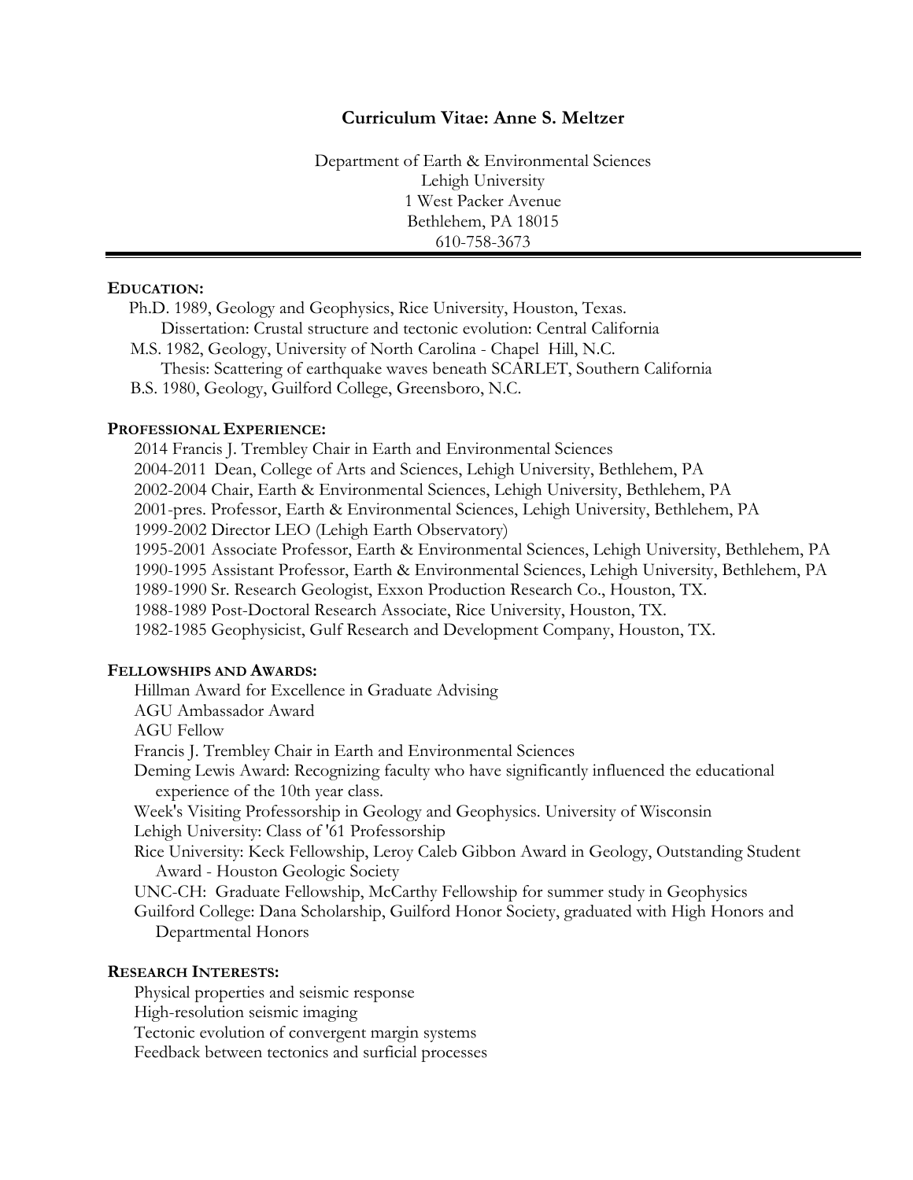# Curriculum Vitae: Anne S. Meltzer

Department of Earth & Environmental Sciences
Lehigh University
1 West Packer Avenue
Bethlehem, PA 18015
610-758-3673

---

## EDUCATION:

Ph.D. 1989, Geology and Geophysics, Rice University, Houston, Texas.
  Dissertation: Crustal structure and tectonic evolution: Central California

M.S. 1982, Geology, University of North Carolina - Chapel Hill, N.C.
  Thesis: Scattering of earthquake waves beneath SCARLET, Southern California

B.S. 1980, Geology, Guilford College, Greensboro, N.C.

## PROFESSIONAL EXPERIENCE:

2014 Francis J. Trembley Chair in Earth and Environmental Sciences
2004-2011 Dean, College of Arts and Sciences, Lehigh University, Bethlehem, PA
2002-2004 Chair, Earth & Environmental Sciences, Lehigh University, Bethlehem, PA
2001-pres. Professor, Earth & Environmental Sciences, Lehigh University, Bethlehem, PA
1999-2002 Director LEO (Lehigh Earth Observatory)
1995-2001 Associate Professor, Earth & Environmental Sciences, Lehigh University, Bethlehem, PA
1990-1995 Assistant Professor, Earth & Environmental Sciences, Lehigh University, Bethlehem, PA
1989-1990 Sr. Research Geologist, Exxon Production Research Co., Houston, TX.
1988-1989 Post-Doctoral Research Associate, Rice University, Houston, TX.
1982-1985 Geophysicist, Gulf Research and Development Company, Houston, TX.

## FELLOWSHIPS AND AWARDS:

Hillman Award for Excellence in Graduate Advising
AGU Ambassador Award
AGU Fellow
Francis J. Trembley Chair in Earth and Environmental Sciences
Deming Lewis Award: Recognizing faculty who have significantly influenced the educational experience of the 10th year class.
Week's Visiting Professorship in Geology and Geophysics. University of Wisconsin
Lehigh University: Class of '61 Professorship
Rice University: Keck Fellowship, Leroy Caleb Gibbon Award in Geology, Outstanding Student Award - Houston Geologic Society
UNC-CH: Graduate Fellowship, McCarthy Fellowship for summer study in Geophysics
Guilford College: Dana Scholarship, Guilford Honor Society, graduated with High Honors and Departmental Honors

## RESEARCH INTERESTS:

Physical properties and seismic response
High-resolution seismic imaging
Tectonic evolution of convergent margin systems
Feedback between tectonics and surficial processes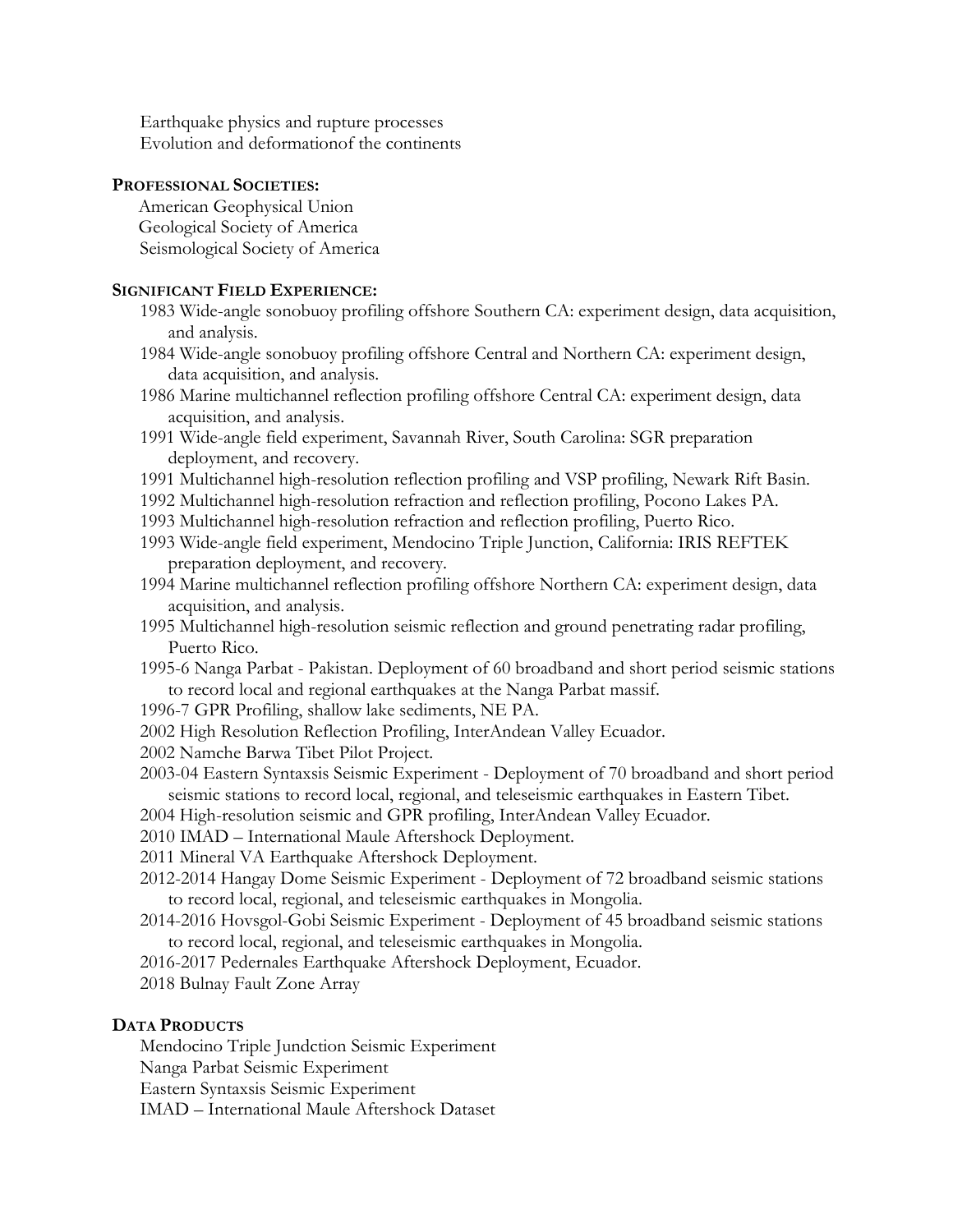Earthquake physics and rupture processes
Evolution and deformationof the continents

**PROFESSIONAL SOCIETIES:**

American Geophysical Union
Geological Society of America
Seismological Society of America

**SIGNIFICANT FIELD EXPERIENCE:**

1983 Wide-angle sonobuoy profiling offshore Southern CA: experiment design, data acquisition, and analysis.
1984 Wide-angle sonobuoy profiling offshore Central and Northern CA: experiment design, data acquisition, and analysis.
1986 Marine multichannel reflection profiling offshore Central CA: experiment design, data acquisition, and analysis.
1991 Wide-angle field experiment, Savannah River, South Carolina: SGR preparation deployment, and recovery.
1991 Multichannel high-resolution reflection profiling and VSP profiling, Newark Rift Basin.
1992 Multichannel high-resolution refraction and reflection profiling, Pocono Lakes PA.
1993 Multichannel high-resolution refraction and reflection profiling, Puerto Rico.
1993 Wide-angle field experiment, Mendocino Triple Junction, California: IRIS REFTEK preparation deployment, and recovery.
1994 Marine multichannel reflection profiling offshore Northern CA: experiment design, data acquisition, and analysis.
1995 Multichannel high-resolution seismic reflection and ground penetrating radar profiling, Puerto Rico.
1995-6 Nanga Parbat - Pakistan. Deployment of 60 broadband and short period seismic stations to record local and regional earthquakes at the Nanga Parbat massif.
1996-7 GPR Profiling, shallow lake sediments, NE PA.
2002 High Resolution Reflection Profiling, InterAndean Valley Ecuador.
2002 Namche Barwa Tibet Pilot Project.
2003-04 Eastern Syntaxsis Seismic Experiment - Deployment of 70 broadband and short period seismic stations to record local, regional, and teleseismic earthquakes in Eastern Tibet.
2004 High-resolution seismic and GPR profiling, InterAndean Valley Ecuador.
2010 IMAD – International Maule Aftershock Deployment.
2011 Mineral VA Earthquake Aftershock Deployment.
2012-2014 Hangay Dome Seismic Experiment - Deployment of 72 broadband seismic stations to record local, regional, and teleseismic earthquakes in Mongolia.
2014-2016 Hovsgol-Gobi Seismic Experiment - Deployment of 45 broadband seismic stations to record local, regional, and teleseismic earthquakes in Mongolia.
2016-2017 Pedernales Earthquake Aftershock Deployment, Ecuador.
2018 Bulnay Fault Zone Array

**DATA PRODUCTS**

Mendocino Triple Jundction Seismic Experiment
Nanga Parbat Seismic Experiment
Eastern Syntaxsis Seismic Experiment
IMAD – International Maule Aftershock Dataset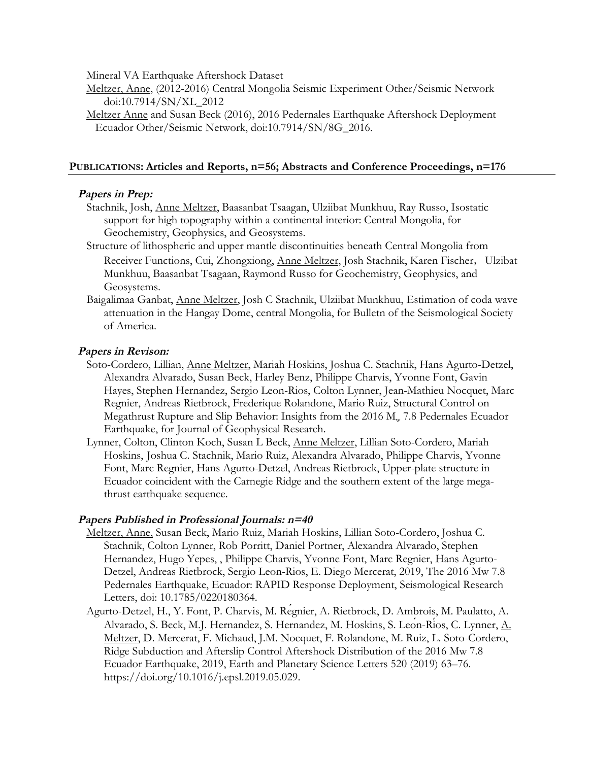Mineral VA Earthquake Aftershock Dataset

<u>Meltzer, Anne</u>, (2012-2016) Central Mongolia Seismic Experiment Other/Seismic Network doi:10.7914/SN/XL_2012

<u>Meltzer Anne</u> and Susan Beck (2016), 2016 Pedernales Earthquake Aftershock Deployment Ecuador Other/Seismic Network, doi:10.7914/SN/8G_2016.

## PUBLICATIONS: Articles and Reports, n=56; Abstracts and Conference Proceedings, n=176

### *Papers in Prep:*

Stachnik, Josh, <u>Anne Meltzer</u>, Baasanbat Tsaagan, Ulziibat Munkhuu, Ray Russo, Isostatic support for high topography within a continental interior: Central Mongolia, for Geochemistry, Geophysics, and Geosystems.

Structure of lithospheric and upper mantle discontinuities beneath Central Mongolia from Receiver Functions, Cui, Zhongxiong, <u>Anne Meltzer</u>, Josh Stachnik, Karen Fischer, Ulzibat Munkhuu, Baasanbat Tsagaan, Raymond Russo for Geochemistry, Geophysics, and Geosystems.

Baigalimaa Ganbat, <u>Anne Meltzer</u>, Josh C Stachnik, Ulziibat Munkhuu, Estimation of coda wave attenuation in the Hangay Dome, central Mongolia, for Bulletn of the Seismological Society of America.

### *Papers in Revison:*

Soto-Cordero, Lillian, <u>Anne Meltzer</u>, Mariah Hoskins, Joshua C. Stachnik, Hans Agurto-Detzel, Alexandra Alvarado, Susan Beck, Harley Benz, Philippe Charvis, Yvonne Font, Gavin Hayes, Stephen Hernandez, Sergio Leon-Rios, Colton Lynner, Jean-Mathieu Nocquet, Marc Regnier, Andreas Rietbrock, Frederique Rolandone, Mario Ruiz, Structural Control on Megathrust Rupture and Slip Behavior: Insights from the 2016 $M_w$ 7.8 Pedernales Ecuador Earthquake, for Journal of Geophysical Research.

Lynner, Colton, Clinton Koch, Susan L Beck, <u>Anne Meltzer</u>, Lillian Soto-Cordero, Mariah Hoskins, Joshua C. Stachnik, Mario Ruiz, Alexandra Alvarado, Philippe Charvis, Yvonne Font, Marc Regnier, Hans Agurto-Detzel, Andreas Rietbrock, Upper-plate structure in Ecuador coincident with the Carnegie Ridge and the southern extent of the large mega-thrust earthquake sequence.

### *Papers Published in Professional Journals: n=40*

<u>Meltzer, Anne,</u> Susan Beck, Mario Ruiz, Mariah Hoskins, Lillian Soto-Cordero, Joshua C. Stachnik, Colton Lynner, Rob Porritt, Daniel Portner, Alexandra Alvarado, Stephen Hernandez, Hugo Yepes, , Philippe Charvis, Yvonne Font, Marc Regnier, Hans Agurto-Detzel, Andreas Rietbrock, Sergio Leon-Rios, E. Diego Mercerat, 2019, The 2016 Mw 7.8 Pedernales Earthquake, Ecuador: RAPID Response Deployment, Seismological Research Letters, doi: 10.1785/0220180364.

Agurto-Detzel, H., Y. Font, P. Charvis, M. Régnier, A. Rietbrock, D. Ambrois, M. Paulatto, A. Alvarado, S. Beck, M.J. Hernandez, S. Hernandez, M. Hoskins, S. León-Ríos, C. Lynner, <u>A. Meltzer,</u> D. Mercerat, F. Michaud, J.M. Nocquet, F. Rolandone, M. Ruiz, L. Soto-Cordero, Ridge Subduction and Afterslip Control Aftershock Distribution of the 2016 Mw 7.8 Ecuador Earthquake, 2019, Earth and Planetary Science Letters 520 (2019) 63–76. https://doi.org/10.1016/j.epsl.2019.05.029.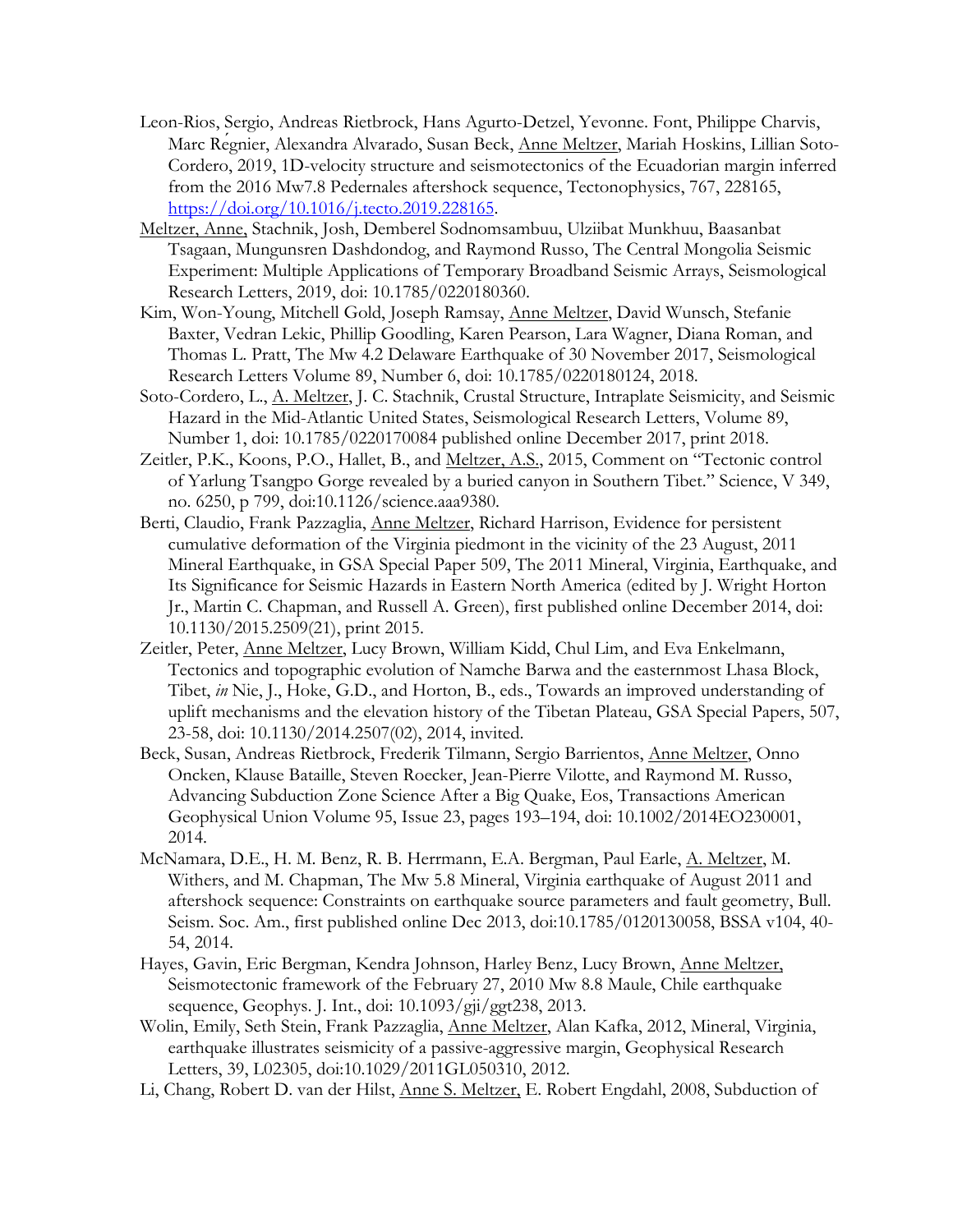Leon-Rios, Sergio, Andreas Rietbrock, Hans Agurto-Detzel, Yevonne. Font, Philippe Charvis, Marc Régnier, Alexandra Alvarado, Susan Beck, Anne Meltzer, Mariah Hoskins, Lillian Soto-Cordero, 2019, 1D-velocity structure and seismotectonics of the Ecuadorian margin inferred from the 2016 Mw7.8 Pedernales aftershock sequence, Tectonophysics, 767, 228165, https://doi.org/10.1016/j.tecto.2019.228165.

Meltzer, Anne, Stachnik, Josh, Demberel Sodnomsambuu, Ulziibat Munkhuu, Baasanbat Tsagaan, Mungunsren Dashdondog, and Raymond Russo, The Central Mongolia Seismic Experiment: Multiple Applications of Temporary Broadband Seismic Arrays, Seismological Research Letters, 2019, doi: 10.1785/0220180360.

Kim, Won-Young, Mitchell Gold, Joseph Ramsay, Anne Meltzer, David Wunsch, Stefanie Baxter, Vedran Lekic, Phillip Goodling, Karen Pearson, Lara Wagner, Diana Roman, and Thomas L. Pratt, The Mw 4.2 Delaware Earthquake of 30 November 2017, Seismological Research Letters Volume 89, Number 6, doi: 10.1785/0220180124, 2018.

Soto-Cordero, L., A. Meltzer, J. C. Stachnik, Crustal Structure, Intraplate Seismicity, and Seismic Hazard in the Mid-Atlantic United States, Seismological Research Letters, Volume 89, Number 1, doi: 10.1785/0220170084 published online December 2017, print 2018.

Zeitler, P.K., Koons, P.O., Hallet, B., and Meltzer, A.S., 2015, Comment on "Tectonic control of Yarlung Tsangpo Gorge revealed by a buried canyon in Southern Tibet." Science, V 349, no. 6250, p 799, doi:10.1126/science.aaa9380.

Berti, Claudio, Frank Pazzaglia, Anne Meltzer, Richard Harrison, Evidence for persistent cumulative deformation of the Virginia piedmont in the vicinity of the 23 August, 2011 Mineral Earthquake, in GSA Special Paper 509, The 2011 Mineral, Virginia, Earthquake, and Its Significance for Seismic Hazards in Eastern North America (edited by J. Wright Horton Jr., Martin C. Chapman, and Russell A. Green), first published online December 2014, doi: 10.1130/2015.2509(21), print 2015.

Zeitler, Peter, Anne Meltzer, Lucy Brown, William Kidd, Chul Lim, and Eva Enkelmann, Tectonics and topographic evolution of Namche Barwa and the easternmost Lhasa Block, Tibet, *in* Nie, J., Hoke, G.D., and Horton, B., eds., Towards an improved understanding of uplift mechanisms and the elevation history of the Tibetan Plateau, GSA Special Papers, 507, 23-58, doi: 10.1130/2014.2507(02), 2014, invited.

Beck, Susan, Andreas Rietbrock, Frederik Tilmann, Sergio Barrientos, Anne Meltzer, Onno Oncken, Klause Bataille, Steven Roecker, Jean-Pierre Vilotte, and Raymond M. Russo, Advancing Subduction Zone Science After a Big Quake, Eos, Transactions American Geophysical Union Volume 95, Issue 23, pages 193–194, doi: 10.1002/2014EO230001, 2014.

McNamara, D.E., H. M. Benz, R. B. Herrmann, E.A. Bergman, Paul Earle, A. Meltzer, M. Withers, and M. Chapman, The Mw 5.8 Mineral, Virginia earthquake of August 2011 and aftershock sequence: Constraints on earthquake source parameters and fault geometry, Bull. Seism. Soc. Am., first published online Dec 2013, doi:10.1785/0120130058, BSSA v104, 40-54, 2014.

Hayes, Gavin, Eric Bergman, Kendra Johnson, Harley Benz, Lucy Brown, Anne Meltzer, Seismotectonic framework of the February 27, 2010 Mw 8.8 Maule, Chile earthquake sequence, Geophys. J. Int., doi: 10.1093/gji/ggt238, 2013.

Wolin, Emily, Seth Stein, Frank Pazzaglia, Anne Meltzer, Alan Kafka, 2012, Mineral, Virginia, earthquake illustrates seismicity of a passive-aggressive margin, Geophysical Research Letters, 39, L02305, doi:10.1029/2011GL050310, 2012.

Li, Chang, Robert D. van der Hilst, Anne S. Meltzer, E. Robert Engdahl, 2008, Subduction of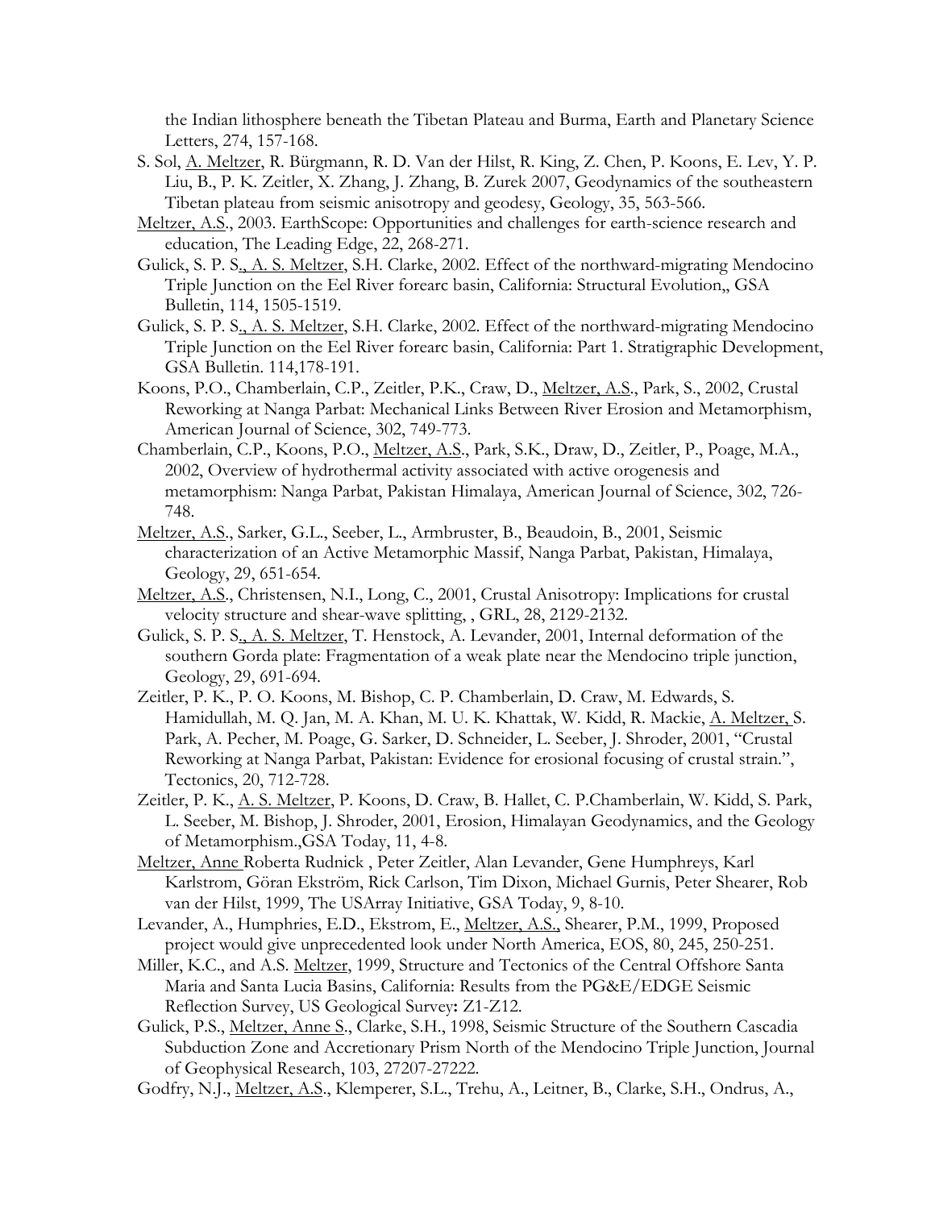the Indian lithosphere beneath the Tibetan Plateau and Burma, Earth and Planetary Science Letters, 274, 157-168.

S. Sol, A. Meltzer, R. Bürgmann, R. D. Van der Hilst, R. King, Z. Chen, P. Koons, E. Lev, Y. P. Liu, B., P. K. Zeitler, X. Zhang, J. Zhang, B. Zurek 2007, Geodynamics of the southeastern Tibetan plateau from seismic anisotropy and geodesy, Geology, 35, 563-566.

Meltzer, A.S., 2003. EarthScope: Opportunities and challenges for earth-science research and education, The Leading Edge, 22, 268-271.

Gulick, S. P. S., A. S. Meltzer, S.H. Clarke, 2002. Effect of the northward-migrating Mendocino Triple Junction on the Eel River forearc basin, California: Structural Evolution,, GSA Bulletin, 114, 1505-1519.

Gulick, S. P. S., A. S. Meltzer, S.H. Clarke, 2002. Effect of the northward-migrating Mendocino Triple Junction on the Eel River forearc basin, California: Part 1. Stratigraphic Development, GSA Bulletin. 114,178-191.

Koons, P.O., Chamberlain, C.P., Zeitler, P.K., Craw, D., Meltzer, A.S., Park, S., 2002, Crustal Reworking at Nanga Parbat: Mechanical Links Between River Erosion and Metamorphism, American Journal of Science, 302, 749-773.

Chamberlain, C.P., Koons, P.O., Meltzer, A.S., Park, S.K., Draw, D., Zeitler, P., Poage, M.A., 2002, Overview of hydrothermal activity associated with active orogenesis and metamorphism: Nanga Parbat, Pakistan Himalaya, American Journal of Science, 302, 726-748.

Meltzer, A.S., Sarker, G.L., Seeber, L., Armbruster, B., Beaudoin, B., 2001, Seismic characterization of an Active Metamorphic Massif, Nanga Parbat, Pakistan, Himalaya, Geology, 29, 651-654.

Meltzer, A.S., Christensen, N.I., Long, C., 2001, Crustal Anisotropy: Implications for crustal velocity structure and shear-wave splitting, , GRL, 28, 2129-2132.

Gulick, S. P. S., A. S. Meltzer, T. Henstock, A. Levander, 2001, Internal deformation of the southern Gorda plate: Fragmentation of a weak plate near the Mendocino triple junction, Geology, 29, 691-694.

Zeitler, P. K., P. O. Koons, M. Bishop, C. P. Chamberlain, D. Craw, M. Edwards, S. Hamidullah, M. Q. Jan, M. A. Khan, M. U. K. Khattak, W. Kidd, R. Mackie, A. Meltzer, S. Park, A. Pecher, M. Poage, G. Sarker, D. Schneider, L. Seeber, J. Shroder, 2001, "Crustal Reworking at Nanga Parbat, Pakistan: Evidence for erosional focusing of crustal strain.", Tectonics, 20, 712-728.

Zeitler, P. K., A. S. Meltzer, P. Koons, D. Craw, B. Hallet, C. P.Chamberlain, W. Kidd, S. Park, L. Seeber, M. Bishop, J. Shroder, 2001, Erosion, Himalayan Geodynamics, and the Geology of Metamorphism.,GSA Today, 11, 4-8.

Meltzer, Anne Roberta Rudnick , Peter Zeitler, Alan Levander, Gene Humphreys, Karl Karlstrom, Göran Ekström, Rick Carlson, Tim Dixon, Michael Gurnis, Peter Shearer, Rob van der Hilst, 1999, The USArray Initiative, GSA Today, 9, 8-10.

Levander, A., Humphries, E.D., Ekstrom, E., Meltzer, A.S., Shearer, P.M., 1999, Proposed project would give unprecedented look under North America, EOS, 80, 245, 250-251.

Miller, K.C., and A.S. Meltzer, 1999, Structure and Tectonics of the Central Offshore Santa Maria and Santa Lucia Basins, California: Results from the PG&E/EDGE Seismic Reflection Survey, US Geological Survey: Z1-Z12.

Gulick, P.S., Meltzer, Anne S., Clarke, S.H., 1998, Seismic Structure of the Southern Cascadia Subduction Zone and Accretionary Prism North of the Mendocino Triple Junction, Journal of Geophysical Research, 103, 27207-27222.

Godfry, N.J., Meltzer, A.S., Klemperer, S.L., Trehu, A., Leitner, B., Clarke, S.H., Ondrus, A.,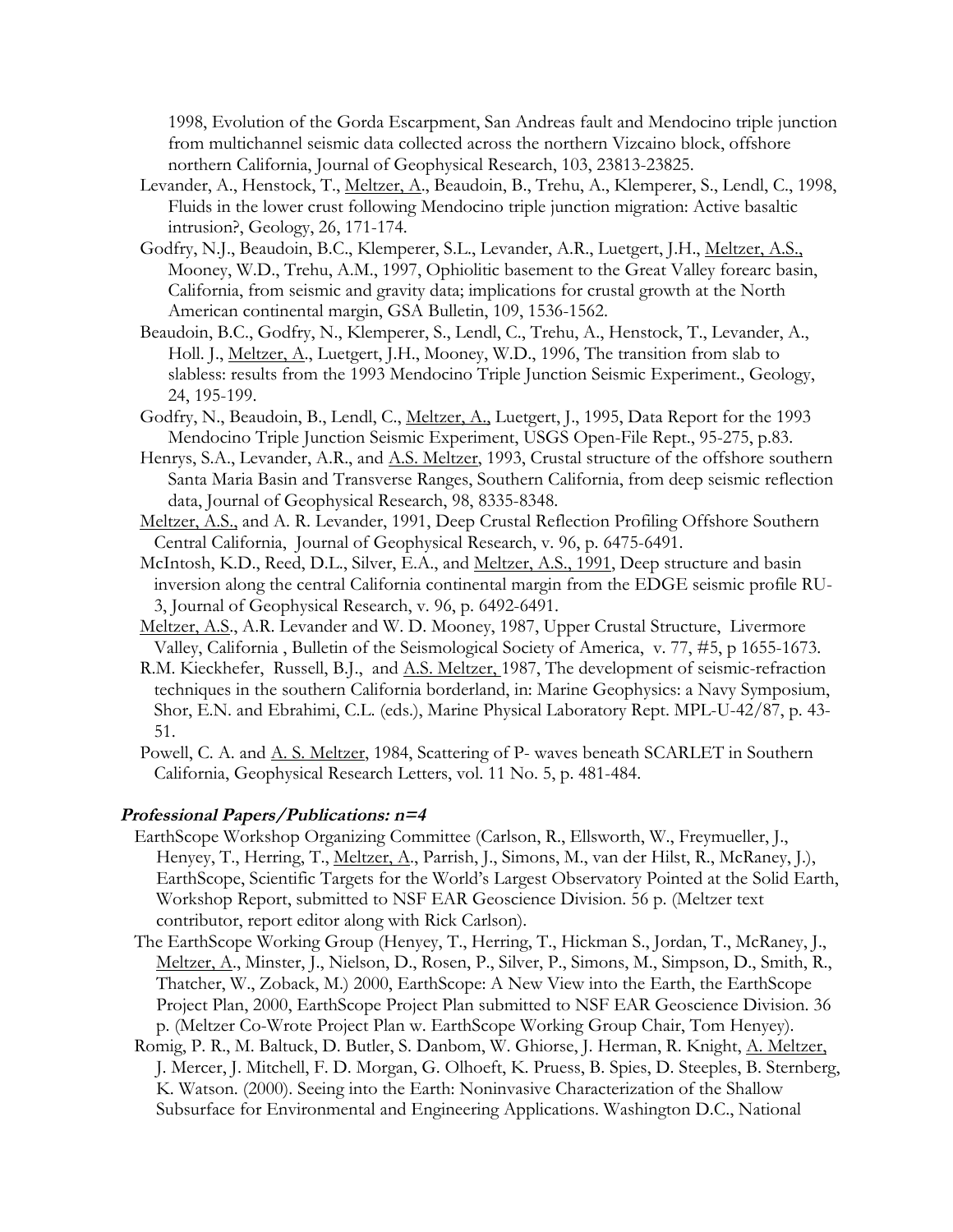1998, Evolution of the Gorda Escarpment, San Andreas fault and Mendocino triple junction from multichannel seismic data collected across the northern Vizcaino block, offshore northern California, Journal of Geophysical Research, 103, 23813-23825.

Levander, A., Henstock, T., Meltzer, A., Beaudoin, B., Trehu, A., Klemperer, S., Lendl, C., 1998, Fluids in the lower crust following Mendocino triple junction migration: Active basaltic intrusion?, Geology, 26, 171-174.

Godfry, N.J., Beaudoin, B.C., Klemperer, S.L., Levander, A.R., Luetgert, J.H., Meltzer, A.S., Mooney, W.D., Trehu, A.M., 1997, Ophiolitic basement to the Great Valley forearc basin, California, from seismic and gravity data; implications for crustal growth at the North American continental margin, GSA Bulletin, 109, 1536-1562.

Beaudoin, B.C., Godfry, N., Klemperer, S., Lendl, C., Trehu, A., Henstock, T., Levander, A., Holl. J., Meltzer, A., Luetgert, J.H., Mooney, W.D., 1996, The transition from slab to slabless: results from the 1993 Mendocino Triple Junction Seismic Experiment., Geology, 24, 195-199.

Godfry, N., Beaudoin, B., Lendl, C., Meltzer, A., Luetgert, J., 1995, Data Report for the 1993 Mendocino Triple Junction Seismic Experiment, USGS Open-File Rept., 95-275, p.83.

Henrys, S.A., Levander, A.R., and A.S. Meltzer, 1993, Crustal structure of the offshore southern Santa Maria Basin and Transverse Ranges, Southern California, from deep seismic reflection data, Journal of Geophysical Research, 98, 8335-8348.

Meltzer, A.S., and A. R. Levander, 1991, Deep Crustal Reflection Profiling Offshore Southern Central California, Journal of Geophysical Research, v. 96, p. 6475-6491.

McIntosh, K.D., Reed, D.L., Silver, E.A., and Meltzer, A.S., 1991, Deep structure and basin inversion along the central California continental margin from the EDGE seismic profile RU-3, Journal of Geophysical Research, v. 96, p. 6492-6491.

Meltzer, A.S., A.R. Levander and W. D. Mooney, 1987, Upper Crustal Structure, Livermore Valley, California , Bulletin of the Seismological Society of America, v. 77, #5, p 1655-1673.

R.M. Kieckhefer, Russell, B.J., and A.S. Meltzer, 1987, The development of seismic-refraction techniques in the southern California borderland, in: Marine Geophysics: a Navy Symposium, Shor, E.N. and Ebrahimi, C.L. (eds.), Marine Physical Laboratory Rept. MPL-U-42/87, p. 43-51.

Powell, C. A. and A. S. Meltzer, 1984, Scattering of P- waves beneath SCARLET in Southern California, Geophysical Research Letters, vol. 11 No. 5, p. 481-484.

### *Professional Papers/Publications: n=4*

EarthScope Workshop Organizing Committee (Carlson, R., Ellsworth, W., Freymueller, J., Henyey, T., Herring, T., Meltzer, A., Parrish, J., Simons, M., van der Hilst, R., McRaney, J.), EarthScope, Scientific Targets for the World's Largest Observatory Pointed at the Solid Earth, Workshop Report, submitted to NSF EAR Geoscience Division. 56 p. (Meltzer text contributor, report editor along with Rick Carlson).

The EarthScope Working Group (Henyey, T., Herring, T., Hickman S., Jordan, T., McRaney, J., Meltzer, A., Minster, J., Nielson, D., Rosen, P., Silver, P., Simons, M., Simpson, D., Smith, R., Thatcher, W., Zoback, M.) 2000, EarthScope: A New View into the Earth, the EarthScope Project Plan, 2000, EarthScope Project Plan submitted to NSF EAR Geoscience Division. 36 p. (Meltzer Co-Wrote Project Plan w. EarthScope Working Group Chair, Tom Henyey).

Romig, P. R., M. Baltuck, D. Butler, S. Danbom, W. Ghiorse, J. Herman, R. Knight, A. Meltzer, J. Mercer, J. Mitchell, F. D. Morgan, G. Olhoeft, K. Pruess, B. Spies, D. Steeples, B. Sternberg, K. Watson. (2000). Seeing into the Earth: Noninvasive Characterization of the Shallow Subsurface for Environmental and Engineering Applications. Washington D.C., National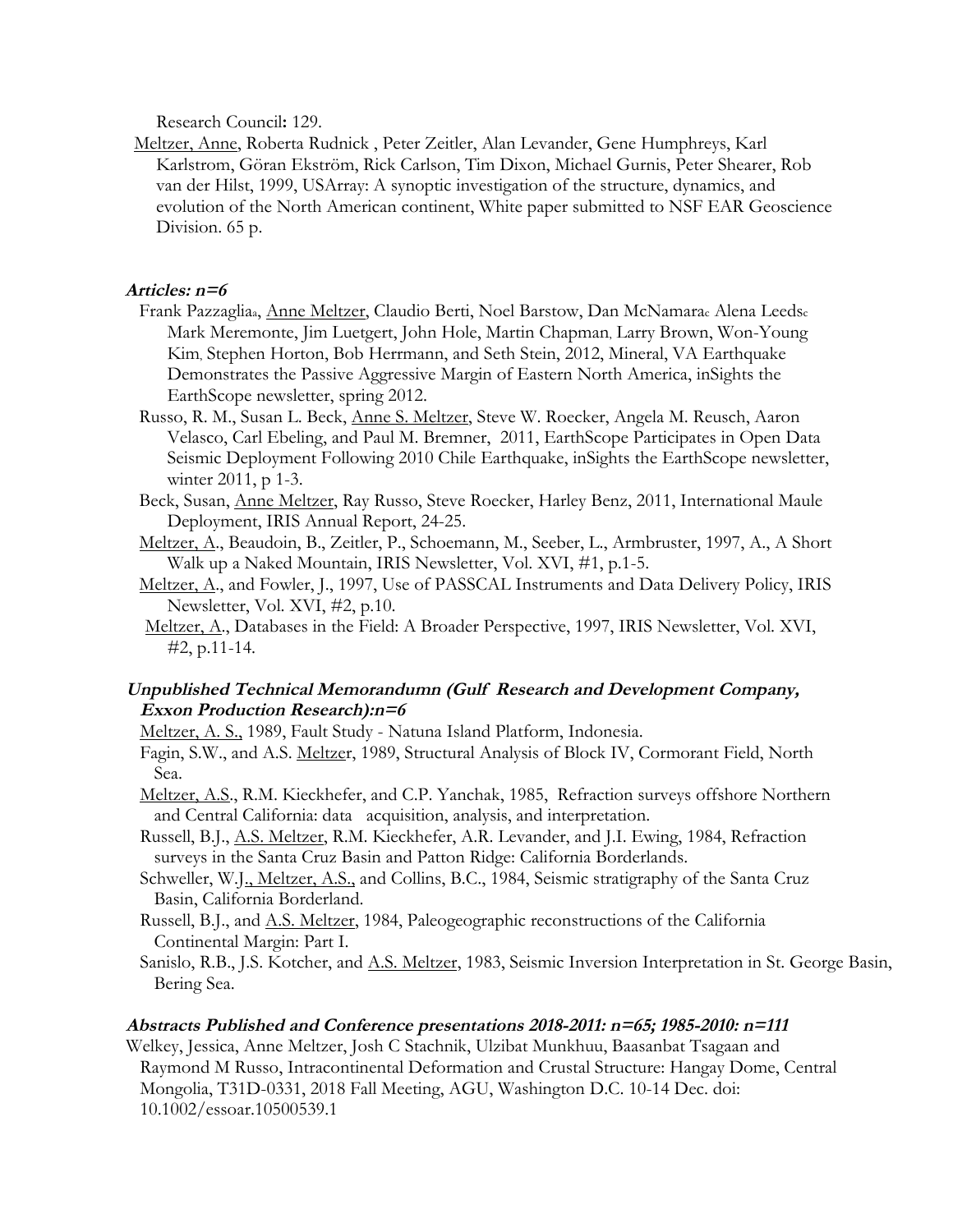Research Council**:** 129.

Meltzer, Anne, Roberta Rudnick , Peter Zeitler, Alan Levander, Gene Humphreys, Karl Karlstrom, Göran Ekström, Rick Carlson, Tim Dixon, Michael Gurnis, Peter Shearer, Rob van der Hilst, 1999, USArray: A synoptic investigation of the structure, dynamics, and evolution of the North American continent, White paper submitted to NSF EAR Geoscience Division. 65 p.

### *Articles: n=6*

Frank Pazzaglia[a], Anne Meltzer, Claudio Berti, Noel Barstow, Dan McNamara[c] Alena Leeds[c] Mark Meremonte, Jim Luetgert, John Hole, Martin Chapman, Larry Brown, Won-Young Kim, Stephen Horton, Bob Herrmann, and Seth Stein, 2012, Mineral, VA Earthquake Demonstrates the Passive Aggressive Margin of Eastern North America, inSights the EarthScope newsletter, spring 2012.

Russo, R. M., Susan L. Beck, Anne S. Meltzer, Steve W. Roecker, Angela M. Reusch, Aaron Velasco, Carl Ebeling, and Paul M. Bremner, 2011, EarthScope Participates in Open Data Seismic Deployment Following 2010 Chile Earthquake, inSights the EarthScope newsletter, winter 2011, p 1-3.

Beck, Susan, Anne Meltzer, Ray Russo, Steve Roecker, Harley Benz, 2011, International Maule Deployment, IRIS Annual Report, 24-25.

Meltzer, A., Beaudoin, B., Zeitler, P., Schoemann, M., Seeber, L., Armbruster, 1997, A., A Short Walk up a Naked Mountain, IRIS Newsletter, Vol. XVI, #1, p.1-5.

Meltzer, A., and Fowler, J., 1997, Use of PASSCAL Instruments and Data Delivery Policy, IRIS Newsletter, Vol. XVI, #2, p.10.

Meltzer, A., Databases in the Field: A Broader Perspective, 1997, IRIS Newsletter, Vol. XVI, #2, p.11-14.

### *Unpublished Technical Memorandumn (Gulf Research and Development Company, Exxon Production Research):n=6*

Meltzer, A. S., 1989, Fault Study - Natuna Island Platform, Indonesia.

Fagin, S.W., and A.S. Meltzer, 1989, Structural Analysis of Block IV, Cormorant Field, North Sea.

Meltzer, A.S., R.M. Kieckhefer, and C.P. Yanchak, 1985, Refraction surveys offshore Northern and Central California: data acquisition, analysis, and interpretation.

Russell, B.J., A.S. Meltzer, R.M. Kieckhefer, A.R. Levander, and J.I. Ewing, 1984, Refraction surveys in the Santa Cruz Basin and Patton Ridge: California Borderlands.

Schweller, W.J., Meltzer, A.S., and Collins, B.C., 1984, Seismic stratigraphy of the Santa Cruz Basin, California Borderland.

Russell, B.J., and A.S. Meltzer, 1984, Paleogeographic reconstructions of the California Continental Margin: Part I.

Sanislo, R.B., J.S. Kotcher, and A.S. Meltzer, 1983, Seismic Inversion Interpretation in St. George Basin, Bering Sea.

### *Abstracts Published and Conference presentations 2018-2011: n=65; 1985-2010: n=111*

Welkey, Jessica, Anne Meltzer, Josh C Stachnik, Ulzibat Munkhuu, Baasanbat Tsagaan and Raymond M Russo, Intracontinental Deformation and Crustal Structure: Hangay Dome, Central Mongolia, T31D-0331, 2018 Fall Meeting, AGU, Washington D.C. 10-14 Dec. doi: 10.1002/essoar.10500539.1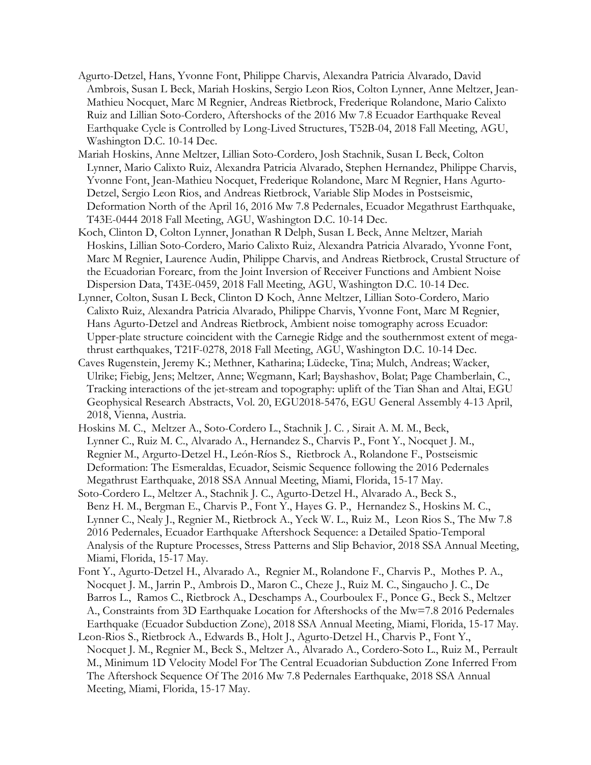Agurto-Detzel, Hans, Yvonne Font, Philippe Charvis, Alexandra Patricia Alvarado, David Ambrois, Susan L Beck, Mariah Hoskins, Sergio Leon Rios, Colton Lynner, Anne Meltzer, Jean-Mathieu Nocquet, Marc M Regnier, Andreas Rietbrock, Frederique Rolandone, Mario Calixto Ruiz and Lillian Soto-Cordero, Aftershocks of the 2016 Mw 7.8 Ecuador Earthquake Reveal Earthquake Cycle is Controlled by Long-Lived Structures, T52B-04, 2018 Fall Meeting, AGU, Washington D.C. 10-14 Dec.

Mariah Hoskins, Anne Meltzer, Lillian Soto-Cordero, Josh Stachnik, Susan L Beck, Colton Lynner, Mario Calixto Ruiz, Alexandra Patricia Alvarado, Stephen Hernandez, Philippe Charvis, Yvonne Font, Jean-Mathieu Nocquet, Frederique Rolandone, Marc M Regnier, Hans Agurto-Detzel, Sergio Leon Rios, and Andreas Rietbrock, Variable Slip Modes in Postseismic, Deformation North of the April 16, 2016 Mw 7.8 Pedernales, Ecuador Megathrust Earthquake, T43E-0444 2018 Fall Meeting, AGU, Washington D.C. 10-14 Dec.

Koch, Clinton D, Colton Lynner, Jonathan R Delph, Susan L Beck, Anne Meltzer, Mariah Hoskins, Lillian Soto-Cordero, Mario Calixto Ruiz, Alexandra Patricia Alvarado, Yvonne Font, Marc M Regnier, Laurence Audin, Philippe Charvis, and Andreas Rietbrock, Crustal Structure of the Ecuadorian Forearc, from the Joint Inversion of Receiver Functions and Ambient Noise Dispersion Data, T43E-0459, 2018 Fall Meeting, AGU, Washington D.C. 10-14 Dec.

Lynner, Colton, Susan L Beck, Clinton D Koch, Anne Meltzer, Lillian Soto-Cordero, Mario Calixto Ruiz, Alexandra Patricia Alvarado, Philippe Charvis, Yvonne Font, Marc M Regnier, Hans Agurto-Detzel and Andreas Rietbrock, Ambient noise tomography across Ecuador: Upper-plate structure coincident with the Carnegie Ridge and the southernmost extent of mega-thrust earthquakes, T21F-0278, 2018 Fall Meeting, AGU, Washington D.C. 10-14 Dec.

Caves Rugenstein, Jeremy K.; Methner, Katharina; Lüdecke, Tina; Mulch, Andreas; Wacker, Ulrike; Fiebig, Jens; Meltzer, Anne; Wegmann, Karl; Bayshashov, Bolat; Page Chamberlain, C., Tracking interactions of the jet-stream and topography: uplift of the Tian Shan and Altai, EGU Geophysical Research Abstracts, Vol. 20, EGU2018-5476, EGU General Assembly 4-13 April, 2018, Vienna, Austria.

Hoskins M. C., Meltzer A., Soto-Cordero L., Stachnik J. C. , Sirait A. M. M., Beck, Lynner C., Ruiz M. C., Alvarado A., Hernandez S., Charvis P., Font Y., Nocquet J. M., Regnier M., Argurto-Detzel H., León-Ríos S., Rietbrock A., Rolandone F., Postseismic Deformation: The Esmeraldas, Ecuador, Seismic Sequence following the 2016 Pedernales Megathrust Earthquake, 2018 SSA Annual Meeting, Miami, Florida, 15-17 May.

Soto-Cordero L., Meltzer A., Stachnik J. C., Agurto-Detzel H., Alvarado A., Beck S., Benz H. M., Bergman E., Charvis P., Font Y., Hayes G. P., Hernandez S., Hoskins M. C., Lynner C., Nealy J., Regnier M., Rietbrock A., Yeck W. L., Ruiz M., Leon Rios S., The Mw 7.8 2016 Pedernales, Ecuador Earthquake Aftershock Sequence: a Detailed Spatio-Temporal Analysis of the Rupture Processes, Stress Patterns and Slip Behavior, 2018 SSA Annual Meeting, Miami, Florida, 15-17 May.

Font Y., Agurto-Detzel H., Alvarado A., Regnier M., Rolandone F., Charvis P., Mothes P. A., Nocquet J. M., Jarrin P., Ambrois D., Maron C., Cheze J., Ruiz M. C., Singaucho J. C., De Barros L., Ramos C., Rietbrock A., Deschamps A., Courboulex F., Ponce G., Beck S., Meltzer A., Constraints from 3D Earthquake Location for Aftershocks of the Mw=7.8 2016 Pedernales Earthquake (Ecuador Subduction Zone), 2018 SSA Annual Meeting, Miami, Florida, 15-17 May.

Leon-Rios S., Rietbrock A., Edwards B., Holt J., Agurto-Detzel H., Charvis P., Font Y., Nocquet J. M., Regnier M., Beck S., Meltzer A., Alvarado A., Cordero-Soto L., Ruiz M., Perrault M., Minimum 1D Velocity Model For The Central Ecuadorian Subduction Zone Inferred From The Aftershock Sequence Of The 2016 Mw 7.8 Pedernales Earthquake, 2018 SSA Annual Meeting, Miami, Florida, 15-17 May.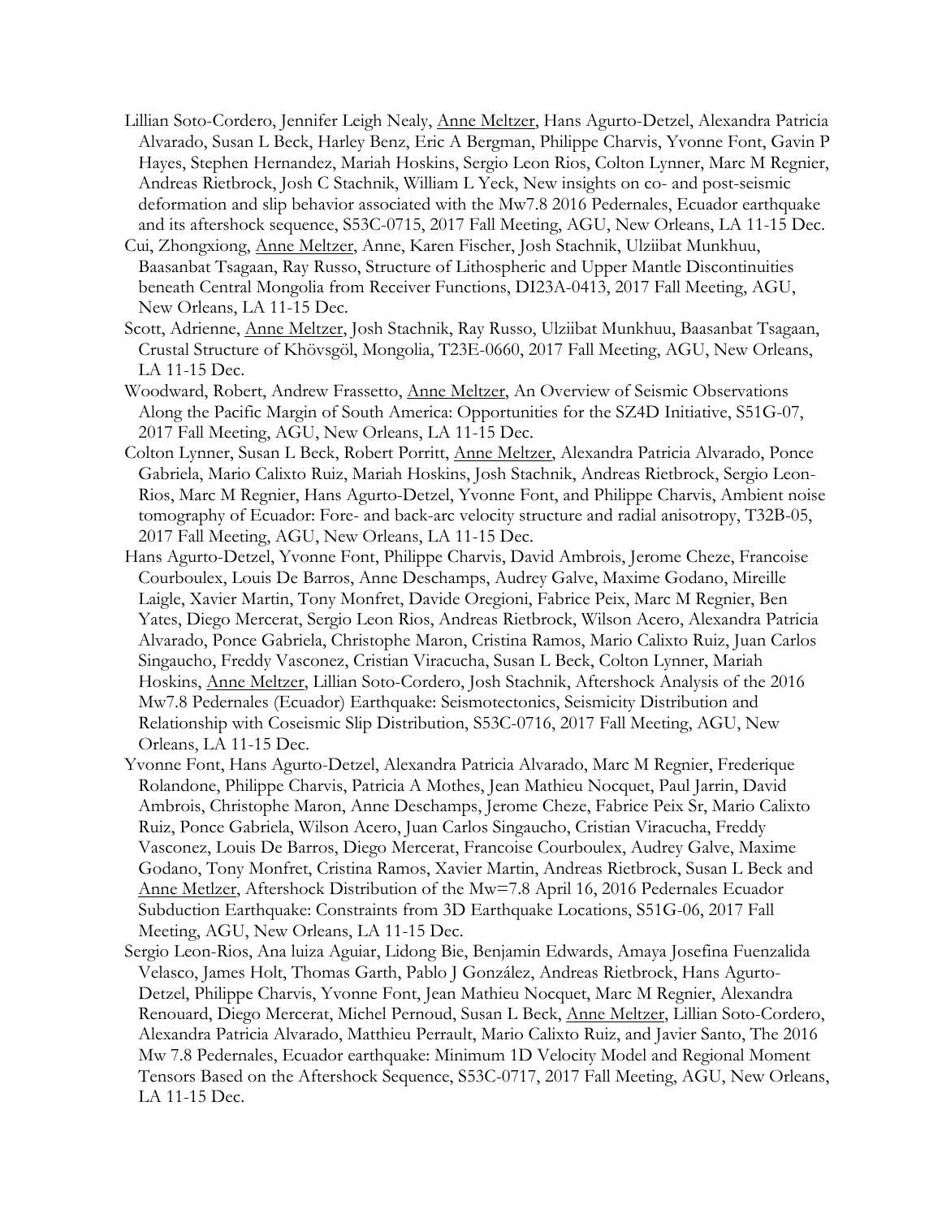Lillian Soto-Cordero, Jennifer Leigh Nealy, Anne Meltzer, Hans Agurto-Detzel, Alexandra Patricia Alvarado, Susan L Beck, Harley Benz, Eric A Bergman, Philippe Charvis, Yvonne Font, Gavin P Hayes, Stephen Hernandez, Mariah Hoskins, Sergio Leon Rios, Colton Lynner, Marc M Regnier, Andreas Rietbrock, Josh C Stachnik, William L Yeck, New insights on co- and post-seismic deformation and slip behavior associated with the Mw7.8 2016 Pedernales, Ecuador earthquake and its aftershock sequence, S53C-0715, 2017 Fall Meeting, AGU, New Orleans, LA 11-15 Dec.

Cui, Zhongxiong, Anne Meltzer, Anne, Karen Fischer, Josh Stachnik, Ulziibat Munkhuu, Baasanbat Tsagaan, Ray Russo, Structure of Lithospheric and Upper Mantle Discontinuities beneath Central Mongolia from Receiver Functions, DI23A-0413, 2017 Fall Meeting, AGU, New Orleans, LA 11-15 Dec.

Scott, Adrienne, Anne Meltzer, Josh Stachnik, Ray Russo, Ulziibat Munkhuu, Baasanbat Tsagaan, Crustal Structure of Khövsgöl, Mongolia, T23E-0660, 2017 Fall Meeting, AGU, New Orleans, LA 11-15 Dec.

Woodward, Robert, Andrew Frassetto, Anne Meltzer, An Overview of Seismic Observations Along the Pacific Margin of South America: Opportunities for the SZ4D Initiative, S51G-07, 2017 Fall Meeting, AGU, New Orleans, LA 11-15 Dec.

Colton Lynner, Susan L Beck, Robert Porritt, Anne Meltzer, Alexandra Patricia Alvarado, Ponce Gabriela, Mario Calixto Ruiz, Mariah Hoskins, Josh Stachnik, Andreas Rietbrock, Sergio Leon-Rios, Marc M Regnier, Hans Agurto-Detzel, Yvonne Font, and Philippe Charvis, Ambient noise tomography of Ecuador: Fore- and back-arc velocity structure and radial anisotropy, T32B-05, 2017 Fall Meeting, AGU, New Orleans, LA 11-15 Dec.

Hans Agurto-Detzel, Yvonne Font, Philippe Charvis, David Ambrois, Jerome Cheze, Francoise Courboulex, Louis De Barros, Anne Deschamps, Audrey Galve, Maxime Godano, Mireille Laigle, Xavier Martin, Tony Monfret, Davide Oregioni, Fabrice Peix, Marc M Regnier, Ben Yates, Diego Mercerat, Sergio Leon Rios, Andreas Rietbrock, Wilson Acero, Alexandra Patricia Alvarado, Ponce Gabriela, Christophe Maron, Cristina Ramos, Mario Calixto Ruiz, Juan Carlos Singaucho, Freddy Vasconez, Cristian Viracucha, Susan L Beck, Colton Lynner, Mariah Hoskins, Anne Meltzer, Lillian Soto-Cordero, Josh Stachnik, Aftershock Analysis of the 2016 Mw7.8 Pedernales (Ecuador) Earthquake: Seismotectonics, Seismicity Distribution and Relationship with Coseismic Slip Distribution, S53C-0716, 2017 Fall Meeting, AGU, New Orleans, LA 11-15 Dec.

Yvonne Font, Hans Agurto-Detzel, Alexandra Patricia Alvarado, Marc M Regnier, Frederique Rolandone, Philippe Charvis, Patricia A Mothes, Jean Mathieu Nocquet, Paul Jarrin, David Ambrois, Christophe Maron, Anne Deschamps, Jerome Cheze, Fabrice Peix Sr, Mario Calixto Ruiz, Ponce Gabriela, Wilson Acero, Juan Carlos Singaucho, Cristian Viracucha, Freddy Vasconez, Louis De Barros, Diego Mercerat, Francoise Courboulex, Audrey Galve, Maxime Godano, Tony Monfret, Cristina Ramos, Xavier Martin, Andreas Rietbrock, Susan L Beck and Anne Metlzer, Aftershock Distribution of the Mw=7.8 April 16, 2016 Pedernales Ecuador Subduction Earthquake: Constraints from 3D Earthquake Locations, S51G-06, 2017 Fall Meeting, AGU, New Orleans, LA 11-15 Dec.

Sergio Leon-Rios, Ana luiza Aguiar, Lidong Bie, Benjamin Edwards, Amaya Josefina Fuenzalida Velasco, James Holt, Thomas Garth, Pablo J González, Andreas Rietbrock, Hans Agurto-Detzel, Philippe Charvis, Yvonne Font, Jean Mathieu Nocquet, Marc M Regnier, Alexandra Renouard, Diego Mercerat, Michel Pernoud, Susan L Beck, Anne Meltzer, Lillian Soto-Cordero, Alexandra Patricia Alvarado, Matthieu Perrault, Mario Calixto Ruiz, and Javier Santo, The 2016 Mw 7.8 Pedernales, Ecuador earthquake: Minimum 1D Velocity Model and Regional Moment Tensors Based on the Aftershock Sequence, S53C-0717, 2017 Fall Meeting, AGU, New Orleans, LA 11-15 Dec.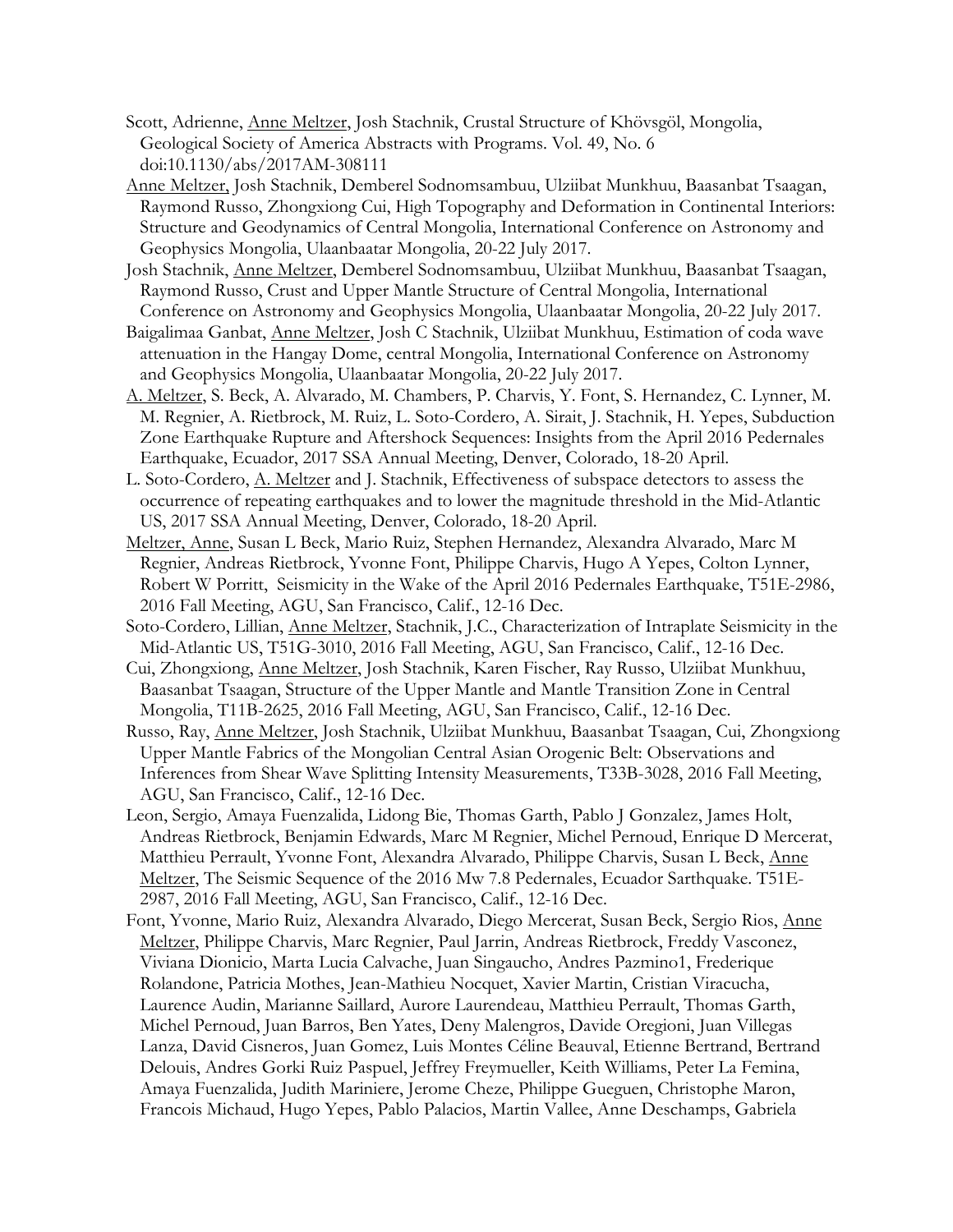Scott, Adrienne, Anne Meltzer, Josh Stachnik, Crustal Structure of Khövsgöl, Mongolia, Geological Society of America Abstracts with Programs. Vol. 49, No. 6 doi:10.1130/abs/2017AM-308111

Anne Meltzer, Josh Stachnik, Demberel Sodnomsambuu, Ulziibat Munkhuu, Baasanbat Tsaagan, Raymond Russo, Zhongxiong Cui, High Topography and Deformation in Continental Interiors: Structure and Geodynamics of Central Mongolia, International Conference on Astronomy and Geophysics Mongolia, Ulaanbaatar Mongolia, 20-22 July 2017.

Josh Stachnik, Anne Meltzer, Demberel Sodnomsambuu, Ulziibat Munkhuu, Baasanbat Tsaagan, Raymond Russo, Crust and Upper Mantle Structure of Central Mongolia, International Conference on Astronomy and Geophysics Mongolia, Ulaanbaatar Mongolia, 20-22 July 2017.

Baigalimaa Ganbat, Anne Meltzer, Josh C Stachnik, Ulziibat Munkhuu, Estimation of coda wave attenuation in the Hangay Dome, central Mongolia, International Conference on Astronomy and Geophysics Mongolia, Ulaanbaatar Mongolia, 20-22 July 2017.

A. Meltzer, S. Beck, A. Alvarado, M. Chambers, P. Charvis, Y. Font, S. Hernandez, C. Lynner, M. M. Regnier, A. Rietbrock, M. Ruiz, L. Soto-Cordero, A. Sirait, J. Stachnik, H. Yepes, Subduction Zone Earthquake Rupture and Aftershock Sequences: Insights from the April 2016 Pedernales Earthquake, Ecuador, 2017 SSA Annual Meeting, Denver, Colorado, 18-20 April.

L. Soto-Cordero, A. Meltzer and J. Stachnik, Effectiveness of subspace detectors to assess the occurrence of repeating earthquakes and to lower the magnitude threshold in the Mid-Atlantic US, 2017 SSA Annual Meeting, Denver, Colorado, 18-20 April.

Meltzer, Anne, Susan L Beck, Mario Ruiz, Stephen Hernandez, Alexandra Alvarado, Marc M Regnier, Andreas Rietbrock, Yvonne Font, Philippe Charvis, Hugo A Yepes, Colton Lynner, Robert W Porritt, Seismicity in the Wake of the April 2016 Pedernales Earthquake, T51E-2986, 2016 Fall Meeting, AGU, San Francisco, Calif., 12-16 Dec.

Soto-Cordero, Lillian, Anne Meltzer, Stachnik, J.C., Characterization of Intraplate Seismicity in the Mid-Atlantic US, T51G-3010, 2016 Fall Meeting, AGU, San Francisco, Calif., 12-16 Dec.

Cui, Zhongxiong, Anne Meltzer, Josh Stachnik, Karen Fischer, Ray Russo, Ulziibat Munkhuu, Baasanbat Tsaagan, Structure of the Upper Mantle and Mantle Transition Zone in Central Mongolia, T11B-2625, 2016 Fall Meeting, AGU, San Francisco, Calif., 12-16 Dec.

Russo, Ray, Anne Meltzer, Josh Stachnik, Ulziibat Munkhuu, Baasanbat Tsaagan, Cui, Zhongxiong Upper Mantle Fabrics of the Mongolian Central Asian Orogenic Belt: Observations and Inferences from Shear Wave Splitting Intensity Measurements, T33B-3028, 2016 Fall Meeting, AGU, San Francisco, Calif., 12-16 Dec.

Leon, Sergio, Amaya Fuenzalida, Lidong Bie, Thomas Garth, Pablo J Gonzalez, James Holt, Andreas Rietbrock, Benjamin Edwards, Marc M Regnier, Michel Pernoud, Enrique D Mercerat, Matthieu Perrault, Yvonne Font, Alexandra Alvarado, Philippe Charvis, Susan L Beck, Anne Meltzer, The Seismic Sequence of the 2016 Mw 7.8 Pedernales, Ecuador Sarthquake. T51E-2987, 2016 Fall Meeting, AGU, San Francisco, Calif., 12-16 Dec.

Font, Yvonne, Mario Ruiz, Alexandra Alvarado, Diego Mercerat, Susan Beck, Sergio Rios, Anne Meltzer, Philippe Charvis, Marc Regnier, Paul Jarrin, Andreas Rietbrock, Freddy Vasconez, Viviana Dionicio, Marta Lucia Calvache, Juan Singaucho, Andres Pazmino1, Frederique Rolandone, Patricia Mothes, Jean-Mathieu Nocquet, Xavier Martin, Cristian Viracucha, Laurence Audin, Marianne Saillard, Aurore Laurendeau, Matthieu Perrault, Thomas Garth, Michel Pernoud, Juan Barros, Ben Yates, Deny Malengros, Davide Oregioni, Juan Villegas Lanza, David Cisneros, Juan Gomez, Luis Montes Céline Beauval, Etienne Bertrand, Bertrand Delouis, Andres Gorki Ruiz Paspuel, Jeffrey Freymueller, Keith Williams, Peter La Femina, Amaya Fuenzalida, Judith Mariniere, Jerome Cheze, Philippe Gueguen, Christophe Maron, Francois Michaud, Hugo Yepes, Pablo Palacios, Martin Vallee, Anne Deschamps, Gabriela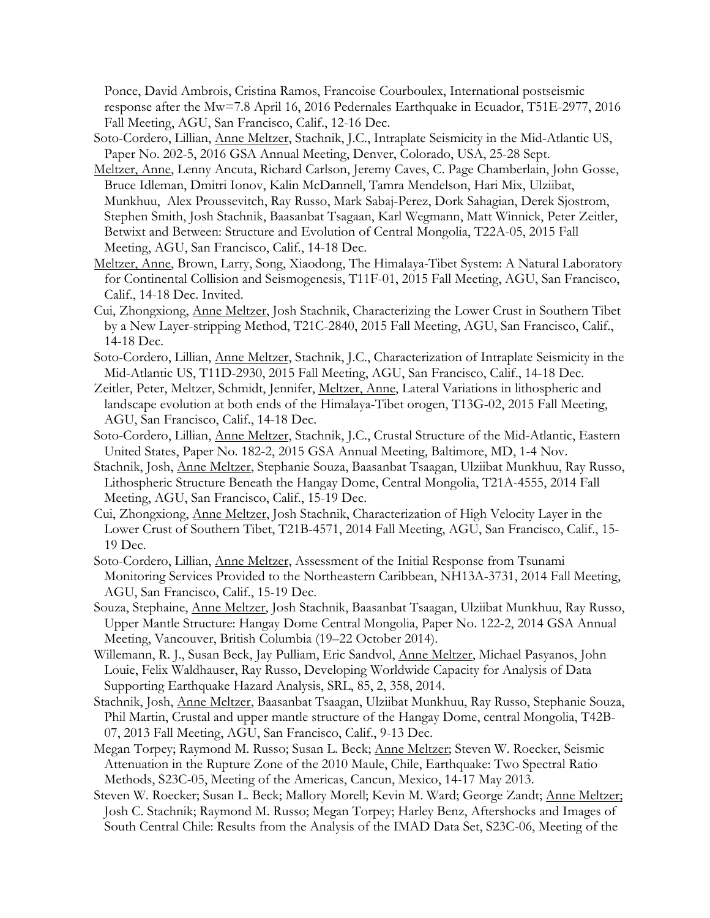Ponce, David Ambrois, Cristina Ramos, Francoise Courboulex, International postseismic response after the Mw=7.8 April 16, 2016 Pedernales Earthquake in Ecuador, T51E-2977, 2016 Fall Meeting, AGU, San Francisco, Calif., 12-16 Dec.

Soto-Cordero, Lillian, Anne Meltzer, Stachnik, J.C., Intraplate Seismicity in the Mid-Atlantic US, Paper No. 202-5, 2016 GSA Annual Meeting, Denver, Colorado, USA, 25-28 Sept.

Meltzer, Anne, Lenny Ancuta, Richard Carlson, Jeremy Caves, C. Page Chamberlain, John Gosse, Bruce Idleman, Dmitri Ionov, Kalin McDannell, Tamra Mendelson, Hari Mix, Ulziibat, Munkhuu, Alex Proussevitch, Ray Russo, Mark Sabaj-Perez, Dork Sahagian, Derek Sjostrom, Stephen Smith, Josh Stachnik, Baasanbat Tsagaan, Karl Wegmann, Matt Winnick, Peter Zeitler, Betwixt and Between: Structure and Evolution of Central Mongolia, T22A-05, 2015 Fall Meeting, AGU, San Francisco, Calif., 14-18 Dec.

Meltzer, Anne, Brown, Larry, Song, Xiaodong, The Himalaya-Tibet System: A Natural Laboratory for Continental Collision and Seismogenesis, T11F-01, 2015 Fall Meeting, AGU, San Francisco, Calif., 14-18 Dec. Invited.

Cui, Zhongxiong, Anne Meltzer, Josh Stachnik, Characterizing the Lower Crust in Southern Tibet by a New Layer-stripping Method, T21C-2840, 2015 Fall Meeting, AGU, San Francisco, Calif., 14-18 Dec.

Soto-Cordero, Lillian, Anne Meltzer, Stachnik, J.C., Characterization of Intraplate Seismicity in the Mid-Atlantic US, T11D-2930, 2015 Fall Meeting, AGU, San Francisco, Calif., 14-18 Dec.

Zeitler, Peter, Meltzer, Schmidt, Jennifer, Meltzer, Anne, Lateral Variations in lithospheric and landscape evolution at both ends of the Himalaya-Tibet orogen, T13G-02, 2015 Fall Meeting, AGU, San Francisco, Calif., 14-18 Dec.

Soto-Cordero, Lillian, Anne Meltzer, Stachnik, J.C., Crustal Structure of the Mid-Atlantic, Eastern United States, Paper No. 182-2, 2015 GSA Annual Meeting, Baltimore, MD, 1-4 Nov.

Stachnik, Josh, Anne Meltzer, Stephanie Souza, Baasanbat Tsagaan, Ulziibat Munkhuu, Ray Russo, Lithospheric Structure Beneath the Hangay Dome, Central Mongolia, T21A-4555, 2014 Fall Meeting, AGU, San Francisco, Calif., 15-19 Dec.

Cui, Zhongxiong, Anne Meltzer, Josh Stachnik, Characterization of High Velocity Layer in the Lower Crust of Southern Tibet, T21B-4571, 2014 Fall Meeting, AGU, San Francisco, Calif., 15-19 Dec.

Soto-Cordero, Lillian, Anne Meltzer, Assessment of the Initial Response from Tsunami Monitoring Services Provided to the Northeastern Caribbean, NH13A-3731, 2014 Fall Meeting, AGU, San Francisco, Calif., 15-19 Dec.

Souza, Stephaine, Anne Meltzer, Josh Stachnik, Baasanbat Tsaagan, Ulziibat Munkhuu, Ray Russo, Upper Mantle Structure: Hangay Dome Central Mongolia, Paper No. 122-2, 2014 GSA Annual Meeting, Vancouver, British Columbia (19–22 October 2014).

Willemann, R. J., Susan Beck, Jay Pulliam, Eric Sandvol, Anne Meltzer, Michael Pasyanos, John Louie, Felix Waldhauser, Ray Russo, Developing Worldwide Capacity for Analysis of Data Supporting Earthquake Hazard Analysis, SRL, 85, 2, 358, 2014.

Stachnik, Josh, Anne Meltzer, Baasanbat Tsaagan, Ulziibat Munkhuu, Ray Russo, Stephanie Souza, Phil Martin, Crustal and upper mantle structure of the Hangay Dome, central Mongolia, T42B-07, 2013 Fall Meeting, AGU, San Francisco, Calif., 9-13 Dec.

Megan Torpey; Raymond M. Russo; Susan L. Beck; Anne Meltzer; Steven W. Roecker, Seismic Attenuation in the Rupture Zone of the 2010 Maule, Chile, Earthquake: Two Spectral Ratio Methods, S23C-05, Meeting of the Americas, Cancun, Mexico, 14-17 May 2013.

Steven W. Roecker; Susan L. Beck; Mallory Morell; Kevin M. Ward; George Zandt; Anne Meltzer; Josh C. Stachnik; Raymond M. Russo; Megan Torpey; Harley Benz, Aftershocks and Images of South Central Chile: Results from the Analysis of the IMAD Data Set, S23C-06, Meeting of the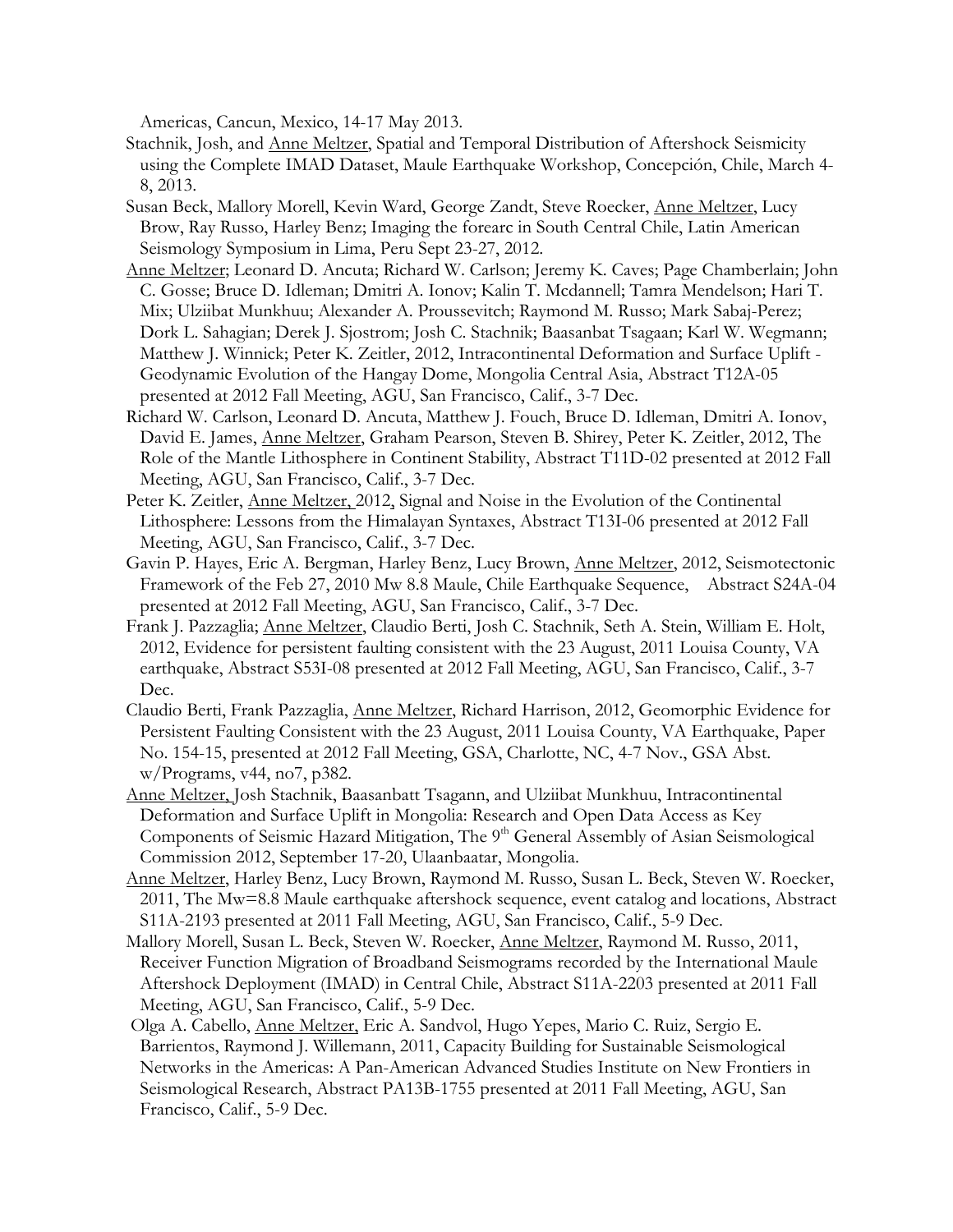Americas, Cancun, Mexico, 14-17 May 2013.

Stachnik, Josh, and Anne Meltzer, Spatial and Temporal Distribution of Aftershock Seismicity using the Complete IMAD Dataset, Maule Earthquake Workshop, Concepción, Chile, March 4-8, 2013.

Susan Beck, Mallory Morell, Kevin Ward, George Zandt, Steve Roecker, Anne Meltzer, Lucy Brow, Ray Russo, Harley Benz; Imaging the forearc in South Central Chile, Latin American Seismology Symposium in Lima, Peru Sept 23-27, 2012.

Anne Meltzer; Leonard D. Ancuta; Richard W. Carlson; Jeremy K. Caves; Page Chamberlain; John C. Gosse; Bruce D. Idleman; Dmitri A. Ionov; Kalin T. Mcdannell; Tamra Mendelson; Hari T. Mix; Ulziibat Munkhuu; Alexander A. Proussevitch; Raymond M. Russo; Mark Sabaj-Perez; Dork L. Sahagian; Derek J. Sjostrom; Josh C. Stachnik; Baasanbat Tsagaan; Karl W. Wegmann; Matthew J. Winnick; Peter K. Zeitler, 2012, Intracontinental Deformation and Surface Uplift - Geodynamic Evolution of the Hangay Dome, Mongolia Central Asia, Abstract T12A-05 presented at 2012 Fall Meeting, AGU, San Francisco, Calif., 3-7 Dec.

Richard W. Carlson, Leonard D. Ancuta, Matthew J. Fouch, Bruce D. Idleman, Dmitri A. Ionov, David E. James, Anne Meltzer, Graham Pearson, Steven B. Shirey, Peter K. Zeitler, 2012, The Role of the Mantle Lithosphere in Continent Stability, Abstract T11D-02 presented at 2012 Fall Meeting, AGU, San Francisco, Calif., 3-7 Dec.

Peter K. Zeitler, Anne Meltzer, 2012, Signal and Noise in the Evolution of the Continental Lithosphere: Lessons from the Himalayan Syntaxes, Abstract T13I-06 presented at 2012 Fall Meeting, AGU, San Francisco, Calif., 3-7 Dec.

Gavin P. Hayes, Eric A. Bergman, Harley Benz, Lucy Brown, Anne Meltzer, 2012, Seismotectonic Framework of the Feb 27, 2010 Mw 8.8 Maule, Chile Earthquake Sequence, Abstract S24A-04 presented at 2012 Fall Meeting, AGU, San Francisco, Calif., 3-7 Dec.

Frank J. Pazzaglia; Anne Meltzer, Claudio Berti, Josh C. Stachnik, Seth A. Stein, William E. Holt, 2012, Evidence for persistent faulting consistent with the 23 August, 2011 Louisa County, VA earthquake, Abstract S53I-08 presented at 2012 Fall Meeting, AGU, San Francisco, Calif., 3-7 Dec.

Claudio Berti, Frank Pazzaglia, Anne Meltzer, Richard Harrison, 2012, Geomorphic Evidence for Persistent Faulting Consistent with the 23 August, 2011 Louisa County, VA Earthquake, Paper No. 154-15, presented at 2012 Fall Meeting, GSA, Charlotte, NC, 4-7 Nov., GSA Abst. w/Programs, v44, no7, p382.

Anne Meltzer, Josh Stachnik, Baasanbatt Tsagann, and Ulziibat Munkhuu, Intracontinental Deformation and Surface Uplift in Mongolia: Research and Open Data Access as Key Components of Seismic Hazard Mitigation, The 9th General Assembly of Asian Seismological Commission 2012, September 17-20, Ulaanbaatar, Mongolia.

Anne Meltzer, Harley Benz, Lucy Brown, Raymond M. Russo, Susan L. Beck, Steven W. Roecker, 2011, The Mw=8.8 Maule earthquake aftershock sequence, event catalog and locations, Abstract S11A-2193 presented at 2011 Fall Meeting, AGU, San Francisco, Calif., 5-9 Dec.

Mallory Morell, Susan L. Beck, Steven W. Roecker, Anne Meltzer, Raymond M. Russo, 2011, Receiver Function Migration of Broadband Seismograms recorded by the International Maule Aftershock Deployment (IMAD) in Central Chile, Abstract S11A-2203 presented at 2011 Fall Meeting, AGU, San Francisco, Calif., 5-9 Dec.

Olga A. Cabello, Anne Meltzer, Eric A. Sandvol, Hugo Yepes, Mario C. Ruiz, Sergio E. Barrientos, Raymond J. Willemann, 2011, Capacity Building for Sustainable Seismological Networks in the Americas: A Pan-American Advanced Studies Institute on New Frontiers in Seismological Research, Abstract PA13B-1755 presented at 2011 Fall Meeting, AGU, San Francisco, Calif., 5-9 Dec.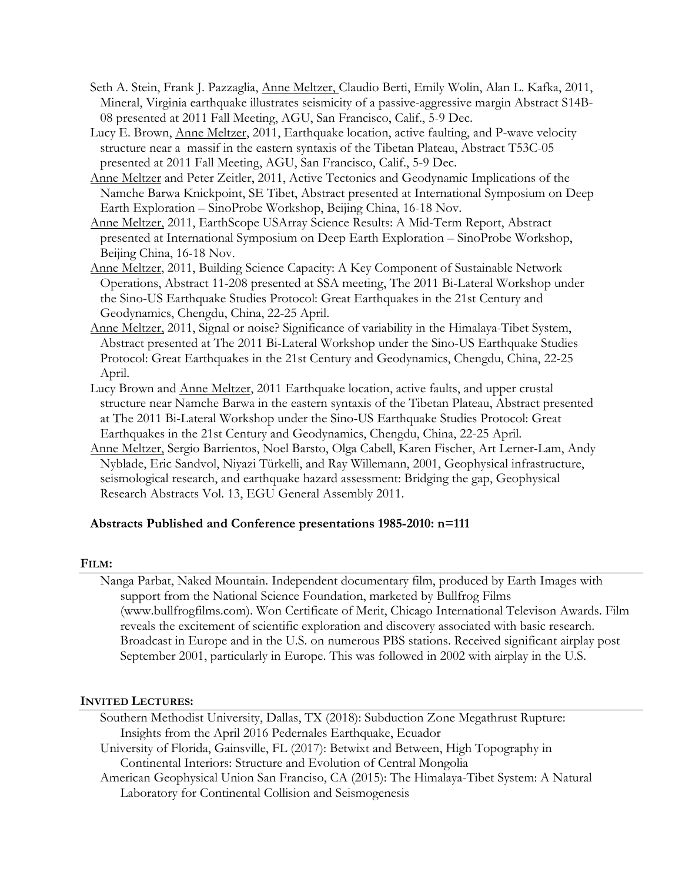Seth A. Stein, Frank J. Pazzaglia, Anne Meltzer, Claudio Berti, Emily Wolin, Alan L. Kafka, 2011, Mineral, Virginia earthquake illustrates seismicity of a passive-aggressive margin Abstract S14B-08 presented at 2011 Fall Meeting, AGU, San Francisco, Calif., 5-9 Dec.

Lucy E. Brown, Anne Meltzer, 2011, Earthquake location, active faulting, and P-wave velocity structure near a massif in the eastern syntaxis of the Tibetan Plateau, Abstract T53C-05 presented at 2011 Fall Meeting, AGU, San Francisco, Calif., 5-9 Dec.

Anne Meltzer and Peter Zeitler, 2011, Active Tectonics and Geodynamic Implications of the Namche Barwa Knickpoint, SE Tibet, Abstract presented at International Symposium on Deep Earth Exploration – SinoProbe Workshop, Beijing China, 16-18 Nov.

Anne Meltzer, 2011, EarthScope USArray Science Results: A Mid-Term Report, Abstract presented at International Symposium on Deep Earth Exploration – SinoProbe Workshop, Beijing China, 16-18 Nov.

Anne Meltzer, 2011, Building Science Capacity: A Key Component of Sustainable Network Operations, Abstract 11-208 presented at SSA meeting, The 2011 Bi-Lateral Workshop under the Sino-US Earthquake Studies Protocol: Great Earthquakes in the 21st Century and Geodynamics, Chengdu, China, 22-25 April.

Anne Meltzer, 2011, Signal or noise? Significance of variability in the Himalaya-Tibet System, Abstract presented at The 2011 Bi-Lateral Workshop under the Sino-US Earthquake Studies Protocol: Great Earthquakes in the 21st Century and Geodynamics, Chengdu, China, 22-25 April.

Lucy Brown and Anne Meltzer, 2011 Earthquake location, active faults, and upper crustal structure near Namche Barwa in the eastern syntaxis of the Tibetan Plateau, Abstract presented at The 2011 Bi-Lateral Workshop under the Sino-US Earthquake Studies Protocol: Great Earthquakes in the 21st Century and Geodynamics, Chengdu, China, 22-25 April.

Anne Meltzer, Sergio Barrientos, Noel Barsto, Olga Cabell, Karen Fischer, Art Lerner-Lam, Andy Nyblade, Eric Sandvol, Niyazi Türkelli, and Ray Willemann, 2001, Geophysical infrastructure, seismological research, and earthquake hazard assessment: Bridging the gap, Geophysical Research Abstracts Vol. 13, EGU General Assembly 2011.

**Abstracts Published and Conference presentations 1985-2010: n=111**

## FILM:

Nanga Parbat, Naked Mountain. Independent documentary film, produced by Earth Images with support from the National Science Foundation, marketed by Bullfrog Films (www.bullfrogfilms.com). Won Certificate of Merit, Chicago International Televison Awards. Film reveals the excitement of scientific exploration and discovery associated with basic research. Broadcast in Europe and in the U.S. on numerous PBS stations. Received significant airplay post September 2001, particularly in Europe. This was followed in 2002 with airplay in the U.S.

## INVITED LECTURES:

Southern Methodist University, Dallas, TX (2018): Subduction Zone Megathrust Rupture: Insights from the April 2016 Pedernales Earthquake, Ecuador

University of Florida, Gainsville, FL (2017): Betwixt and Between, High Topography in Continental Interiors: Structure and Evolution of Central Mongolia

American Geophysical Union San Franciso, CA (2015): The Himalaya-Tibet System: A Natural Laboratory for Continental Collision and Seismogenesis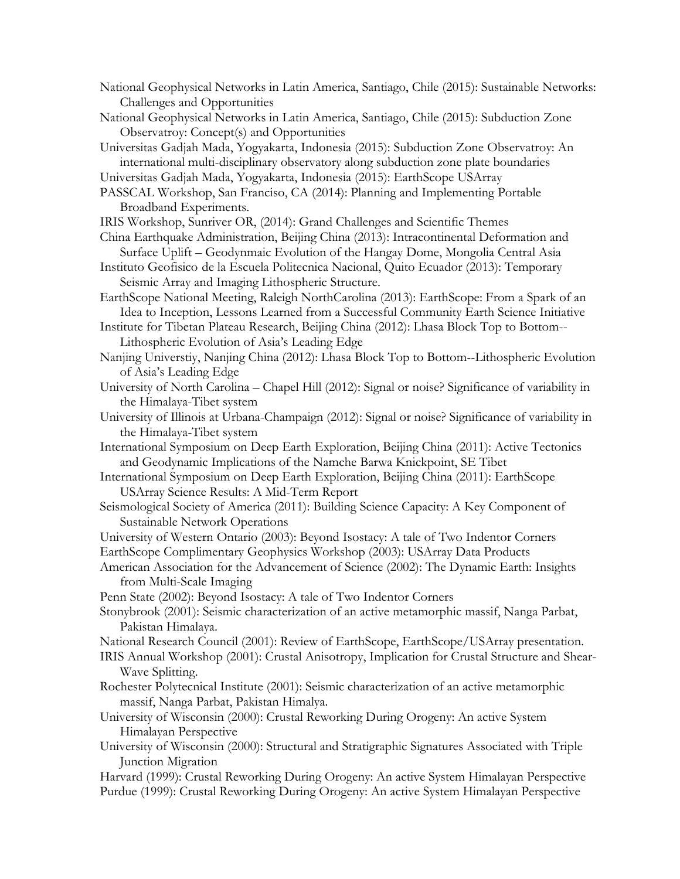National Geophysical Networks in Latin America, Santiago, Chile (2015): Sustainable Networks: Challenges and Opportunities

National Geophysical Networks in Latin America, Santiago, Chile (2015): Subduction Zone Observatroy: Concept(s) and Opportunities

Universitas Gadjah Mada, Yogyakarta, Indonesia (2015): Subduction Zone Observatroy: An international multi-disciplinary observatory along subduction zone plate boundaries

Universitas Gadjah Mada, Yogyakarta, Indonesia (2015): EarthScope USArray

PASSCAL Workshop, San Francisco, CA (2014): Planning and Implementing Portable Broadband Experiments.

IRIS Workshop, Sunriver OR, (2014): Grand Challenges and Scientific Themes

China Earthquake Administration, Beijing China (2013): Intracontinental Deformation and Surface Uplift – Geodynmaic Evolution of the Hangay Dome, Mongolia Central Asia

Instituto Geofisico de la Escuela Politecnica Nacional, Quito Ecuador (2013): Temporary Seismic Array and Imaging Lithospheric Structure.

EarthScope National Meeting, Raleigh NorthCarolina (2013): EarthScope: From a Spark of an Idea to Inception, Lessons Learned from a Successful Community Earth Science Initiative

Institute for Tibetan Plateau Research, Beijing China (2012): Lhasa Block Top to Bottom--Lithospheric Evolution of Asia's Leading Edge

Nanjing Universtiy, Nanjing China (2012): Lhasa Block Top to Bottom--Lithospheric Evolution of Asia's Leading Edge

University of North Carolina – Chapel Hill (2012): Signal or noise? Significance of variability in the Himalaya-Tibet system

University of Illinois at Urbana-Champaign (2012): Signal or noise? Significance of variability in the Himalaya-Tibet system

International Symposium on Deep Earth Exploration, Beijing China (2011): Active Tectonics and Geodynamic Implications of the Namche Barwa Knickpoint, SE Tibet

International Symposium on Deep Earth Exploration, Beijing China (2011): EarthScope USArray Science Results: A Mid-Term Report

Seismological Society of America (2011): Building Science Capacity: A Key Component of Sustainable Network Operations

University of Western Ontario (2003): Beyond Isostacy: A tale of Two Indentor Corners

EarthScope Complimentary Geophysics Workshop (2003): USArray Data Products

American Association for the Advancement of Science (2002): The Dynamic Earth: Insights from Multi-Scale Imaging

Penn State (2002): Beyond Isostacy: A tale of Two Indentor Corners

Stonybrook (2001): Seismic characterization of an active metamorphic massif, Nanga Parbat, Pakistan Himalaya.

National Research Council (2001): Review of EarthScope, EarthScope/USArray presentation.

IRIS Annual Workshop (2001): Crustal Anisotropy, Implication for Crustal Structure and Shear-Wave Splitting.

Rochester Polytecnical Institute (2001): Seismic characterization of an active metamorphic massif, Nanga Parbat, Pakistan Himalaya.

University of Wisconsin (2000): Crustal Reworking During Orogeny: An active System Himalayan Perspective

University of Wisconsin (2000): Structural and Stratigraphic Signatures Associated with Triple Junction Migration

Harvard (1999): Crustal Reworking During Orogeny: An active System Himalayan Perspective

Purdue (1999): Crustal Reworking During Orogeny: An active System Himalayan Perspective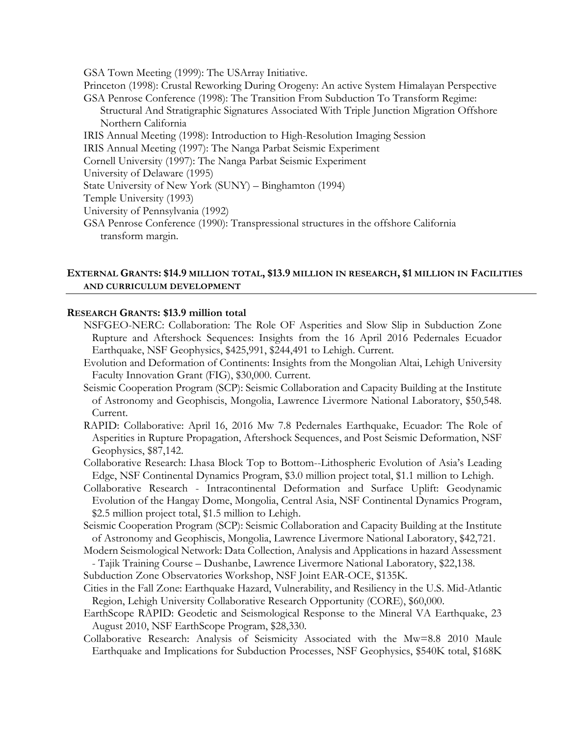GSA Town Meeting (1999): The USArray Initiative.

Princeton (1998): Crustal Reworking During Orogeny: An active System Himalayan Perspective

GSA Penrose Conference (1998): The Transition From Subduction To Transform Regime: Structural And Stratigraphic Signatures Associated With Triple Junction Migration Offshore Northern California

IRIS Annual Meeting (1998): Introduction to High-Resolution Imaging Session

IRIS Annual Meeting (1997): The Nanga Parbat Seismic Experiment

Cornell University (1997): The Nanga Parbat Seismic Experiment

University of Delaware (1995)

State University of New York (SUNY) – Binghamton (1994)

Temple University (1993)

University of Pennsylvania (1992)

GSA Penrose Conference (1990): Transpressional structures in the offshore California transform margin.

## EXTERNAL GRANTS: $14.9 MILLION TOTAL, $13.9 MILLION IN RESEARCH, $1 MILLION IN FACILITIES AND CURRICULUM DEVELOPMENT

### RESEARCH GRANTS: $13.9 million total

NSFGEO-NERC: Collaboration: The Role OF Asperities and Slow Slip in Subduction Zone Rupture and Aftershock Sequences: Insights from the 16 April 2016 Pedernales Ecuador Earthquake, NSF Geophysics, $425,991, $244,491 to Lehigh. Current.

Evolution and Deformation of Continents: Insights from the Mongolian Altai, Lehigh University Faculty Innovation Grant (FIG), $30,000. Current.

Seismic Cooperation Program (SCP): Seismic Collaboration and Capacity Building at the Institute of Astronomy and Geophiscis, Mongolia, Lawrence Livermore National Laboratory, $50,548. Current.

RAPID: Collaborative: April 16, 2016 Mw 7.8 Pedernales Earthquake, Ecuador: The Role of Asperities in Rupture Propagation, Aftershock Sequences, and Post Seismic Deformation, NSF Geophysics, $87,142.

Collaborative Research: Lhasa Block Top to Bottom--Lithospheric Evolution of Asia's Leading Edge, NSF Continental Dynamics Program, $3.0 million project total, $1.1 million to Lehigh.

Collaborative Research - Intracontinental Deformation and Surface Uplift: Geodynamic Evolution of the Hangay Dome, Mongolia, Central Asia, NSF Continental Dynamics Program, $2.5 million project total, $1.5 million to Lehigh.

Seismic Cooperation Program (SCP): Seismic Collaboration and Capacity Building at the Institute of Astronomy and Geophiscis, Mongolia, Lawrence Livermore National Laboratory, $42,721.

Modern Seismological Network: Data Collection, Analysis and Applications in hazard Assessment - Tajik Training Course – Dushanbe, Lawrence Livermore National Laboratory, $22,138.

Subduction Zone Observatories Workshop, NSF Joint EAR-OCE, $135K.

Cities in the Fall Zone: Earthquake Hazard, Vulnerability, and Resiliency in the U.S. Mid-Atlantic Region, Lehigh University Collaborative Research Opportunity (CORE), $60,000.

EarthScope RAPID: Geodetic and Seismological Response to the Mineral VA Earthquake, 23 August 2010, NSF EarthScope Program, $28,330.

Collaborative Research: Analysis of Seismicity Associated with the Mw=8.8 2010 Maule Earthquake and Implications for Subduction Processes, NSF Geophysics, $540K total, $168K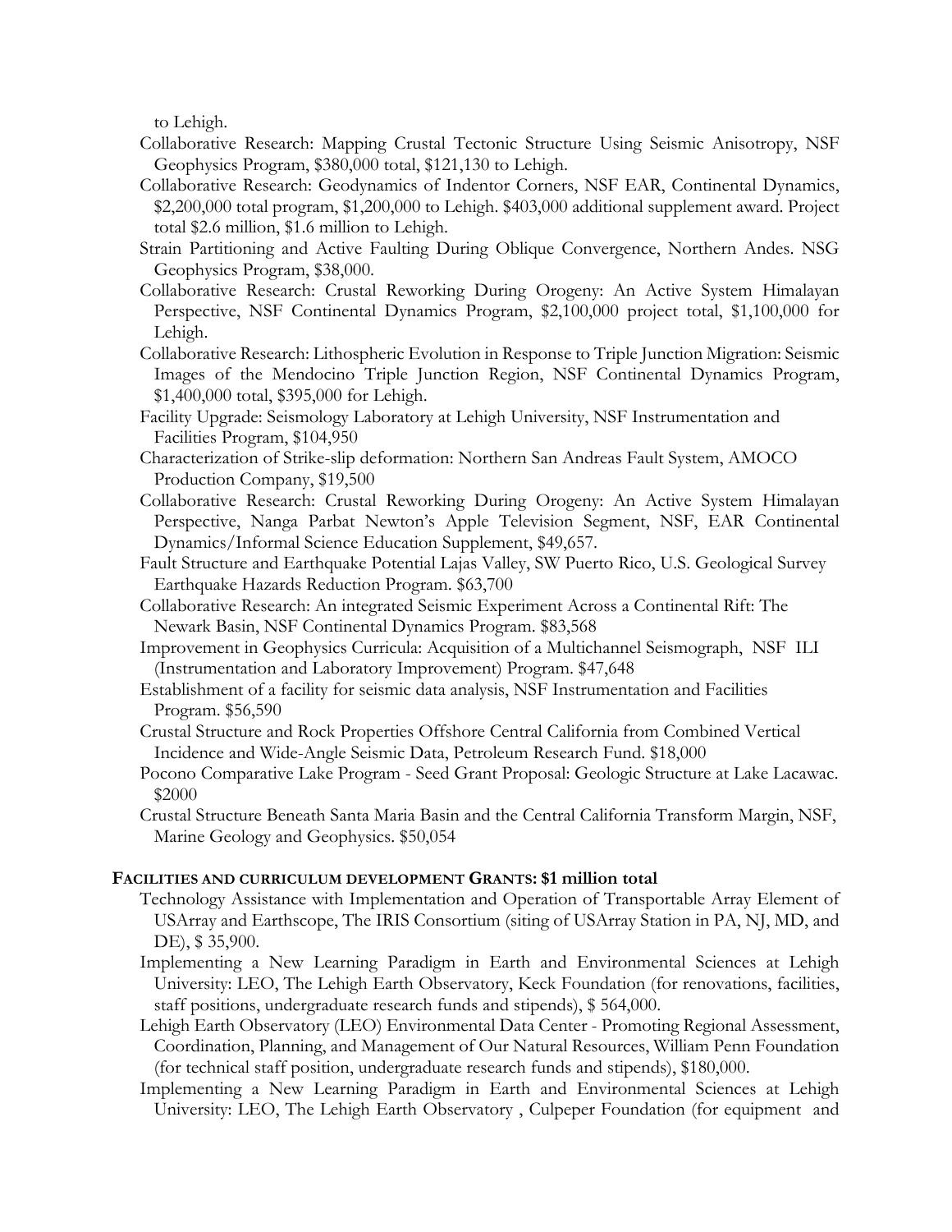to Lehigh.

Collaborative Research: Mapping Crustal Tectonic Structure Using Seismic Anisotropy, NSF Geophysics Program, $380,000 total, $121,130 to Lehigh.

Collaborative Research: Geodynamics of Indentor Corners, NSF EAR, Continental Dynamics, $2,200,000 total program, $1,200,000 to Lehigh. $403,000 additional supplement award. Project total $2.6 million, $1.6 million to Lehigh.

Strain Partitioning and Active Faulting During Oblique Convergence, Northern Andes. NSG Geophysics Program, $38,000.

Collaborative Research: Crustal Reworking During Orogeny: An Active System Himalayan Perspective, NSF Continental Dynamics Program, $2,100,000 project total, $1,100,000 for Lehigh.

Collaborative Research: Lithospheric Evolution in Response to Triple Junction Migration: Seismic Images of the Mendocino Triple Junction Region, NSF Continental Dynamics Program, $1,400,000 total, $395,000 for Lehigh.

Facility Upgrade: Seismology Laboratory at Lehigh University, NSF Instrumentation and Facilities Program, $104,950

Characterization of Strike-slip deformation: Northern San Andreas Fault System, AMOCO Production Company, $19,500

Collaborative Research: Crustal Reworking During Orogeny: An Active System Himalayan Perspective, Nanga Parbat Newton's Apple Television Segment, NSF, EAR Continental Dynamics/Informal Science Education Supplement, $49,657.

Fault Structure and Earthquake Potential Lajas Valley, SW Puerto Rico, U.S. Geological Survey Earthquake Hazards Reduction Program. $63,700

Collaborative Research: An integrated Seismic Experiment Across a Continental Rift: The Newark Basin, NSF Continental Dynamics Program. $83,568

Improvement in Geophysics Curricula: Acquisition of a Multichannel Seismograph, NSF ILI (Instrumentation and Laboratory Improvement) Program. $47,648

Establishment of a facility for seismic data analysis, NSF Instrumentation and Facilities Program. $56,590

Crustal Structure and Rock Properties Offshore Central California from Combined Vertical Incidence and Wide-Angle Seismic Data, Petroleum Research Fund. $18,000

Pocono Comparative Lake Program - Seed Grant Proposal: Geologic Structure at Lake Lacawac. $2000

Crustal Structure Beneath Santa Maria Basin and the Central California Transform Margin, NSF, Marine Geology and Geophysics. $50,054

**FACILITIES AND CURRICULUM DEVELOPMENT GRANTS: $1 million total**

Technology Assistance with Implementation and Operation of Transportable Array Element of USArray and Earthscope, The IRIS Consortium (siting of USArray Station in PA, NJ, MD, and DE), $ 35,900.

Implementing a New Learning Paradigm in Earth and Environmental Sciences at Lehigh University: LEO, The Lehigh Earth Observatory, Keck Foundation (for renovations, facilities, staff positions, undergraduate research funds and stipends), $ 564,000.

Lehigh Earth Observatory (LEO) Environmental Data Center - Promoting Regional Assessment, Coordination, Planning, and Management of Our Natural Resources, William Penn Foundation (for technical staff position, undergraduate research funds and stipends), $180,000.

Implementing a New Learning Paradigm in Earth and Environmental Sciences at Lehigh University: LEO, The Lehigh Earth Observatory , Culpeper Foundation (for equipment and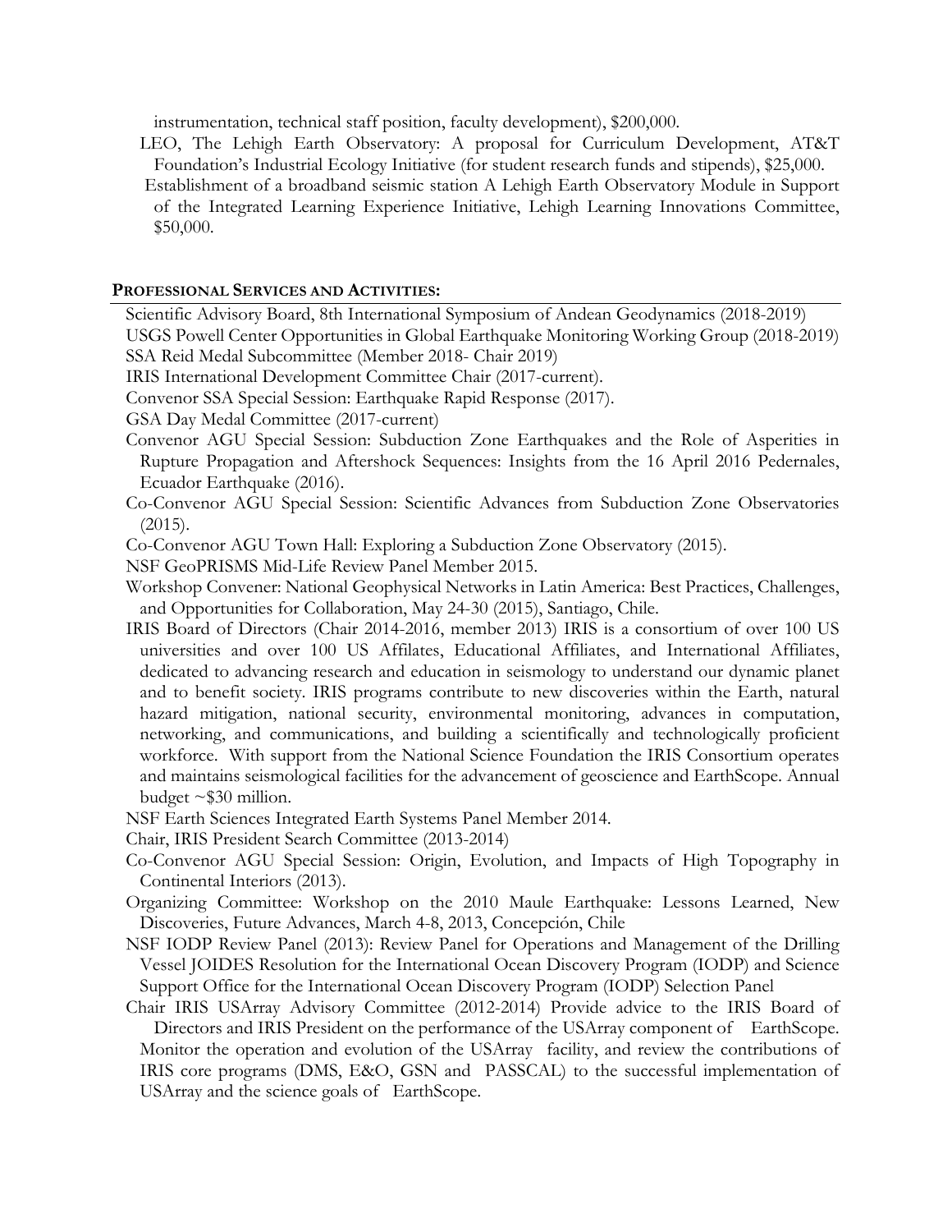instrumentation, technical staff position, faculty development), $200,000.

LEO, The Lehigh Earth Observatory: A proposal for Curriculum Development, AT&T Foundation's Industrial Ecology Initiative (for student research funds and stipends), $25,000.

Establishment of a broadband seismic station A Lehigh Earth Observatory Module in Support of the Integrated Learning Experience Initiative, Lehigh Learning Innovations Committee, $50,000.

## PROFESSIONAL SERVICES AND ACTIVITIES:

Scientific Advisory Board, 8th International Symposium of Andean Geodynamics (2018-2019)

USGS Powell Center Opportunities in Global Earthquake Monitoring Working Group (2018-2019)

SSA Reid Medal Subcommittee (Member 2018- Chair 2019)

IRIS International Development Committee Chair (2017-current).

Convenor SSA Special Session: Earthquake Rapid Response (2017).

GSA Day Medal Committee (2017-current)

Convenor AGU Special Session: Subduction Zone Earthquakes and the Role of Asperities in Rupture Propagation and Aftershock Sequences: Insights from the 16 April 2016 Pedernales, Ecuador Earthquake (2016).

Co-Convenor AGU Special Session: Scientific Advances from Subduction Zone Observatories (2015).

Co-Convenor AGU Town Hall: Exploring a Subduction Zone Observatory (2015).

NSF GeoPRISMS Mid-Life Review Panel Member 2015.

Workshop Convener: National Geophysical Networks in Latin America: Best Practices, Challenges, and Opportunities for Collaboration, May 24-30 (2015), Santiago, Chile.

IRIS Board of Directors (Chair 2014-2016, member 2013) IRIS is a consortium of over 100 US universities and over 100 US Affilates, Educational Affiliates, and International Affiliates, dedicated to advancing research and education in seismology to understand our dynamic planet and to benefit society. IRIS programs contribute to new discoveries within the Earth, natural hazard mitigation, national security, environmental monitoring, advances in computation, networking, and communications, and building a scientifically and technologically proficient workforce. With support from the National Science Foundation the IRIS Consortium operates and maintains seismological facilities for the advancement of geoscience and EarthScope. Annual budget ~$30 million.

NSF Earth Sciences Integrated Earth Systems Panel Member 2014.

Chair, IRIS President Search Committee (2013-2014)

Co-Convenor AGU Special Session: Origin, Evolution, and Impacts of High Topography in Continental Interiors (2013).

Organizing Committee: Workshop on the 2010 Maule Earthquake: Lessons Learned, New Discoveries, Future Advances, March 4-8, 2013, Concepción, Chile

NSF IODP Review Panel (2013): Review Panel for Operations and Management of the Drilling Vessel JOIDES Resolution for the International Ocean Discovery Program (IODP) and Science Support Office for the International Ocean Discovery Program (IODP) Selection Panel

Chair IRIS USArray Advisory Committee (2012-2014) Provide advice to the IRIS Board of Directors and IRIS President on the performance of the USArray component of EarthScope. Monitor the operation and evolution of the USArray facility, and review the contributions of IRIS core programs (DMS, E&O, GSN and PASSCAL) to the successful implementation of USArray and the science goals of EarthScope.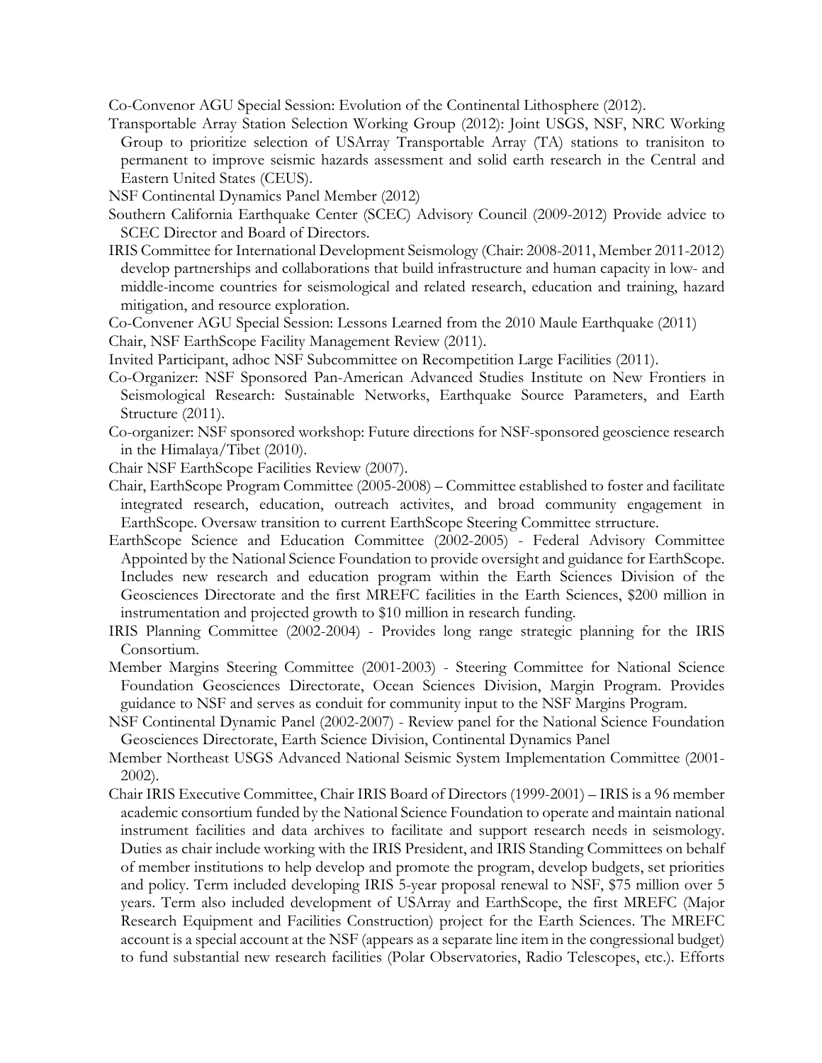Co-Convenor AGU Special Session: Evolution of the Continental Lithosphere (2012).

Transportable Array Station Selection Working Group (2012): Joint USGS, NSF, NRC Working Group to prioritize selection of USArray Transportable Array (TA) stations to tranisiton to permanent to improve seismic hazards assessment and solid earth research in the Central and Eastern United States (CEUS).

NSF Continental Dynamics Panel Member (2012)

Southern California Earthquake Center (SCEC) Advisory Council (2009-2012) Provide advice to SCEC Director and Board of Directors.

IRIS Committee for International Development Seismology (Chair: 2008-2011, Member 2011-2012) develop partnerships and collaborations that build infrastructure and human capacity in low- and middle-income countries for seismological and related research, education and training, hazard mitigation, and resource exploration.

Co-Convener AGU Special Session: Lessons Learned from the 2010 Maule Earthquake (2011)

Chair, NSF EarthScope Facility Management Review (2011).

Invited Participant, adhoc NSF Subcommittee on Recompetition Large Facilities (2011).

Co-Organizer: NSF Sponsored Pan-American Advanced Studies Institute on New Frontiers in Seismological Research: Sustainable Networks, Earthquake Source Parameters, and Earth Structure (2011).

Co-organizer: NSF sponsored workshop: Future directions for NSF-sponsored geoscience research in the Himalaya/Tibet (2010).

Chair NSF EarthScope Facilities Review (2007).

Chair, EarthScope Program Committee (2005-2008) – Committee established to foster and facilitate integrated research, education, outreach activites, and broad community engagement in EarthScope. Oversaw transition to current EarthScope Steering Committee strructure.

EarthScope Science and Education Committee (2002-2005) - Federal Advisory Committee Appointed by the National Science Foundation to provide oversight and guidance for EarthScope. Includes new research and education program within the Earth Sciences Division of the Geosciences Directorate and the first MREFC facilities in the Earth Sciences, $200 million in instrumentation and projected growth to $10 million in research funding.

IRIS Planning Committee (2002-2004) - Provides long range strategic planning for the IRIS Consortium.

Member Margins Steering Committee (2001-2003) - Steering Committee for National Science Foundation Geosciences Directorate, Ocean Sciences Division, Margin Program. Provides guidance to NSF and serves as conduit for community input to the NSF Margins Program.

NSF Continental Dynamic Panel (2002-2007) - Review panel for the National Science Foundation Geosciences Directorate, Earth Science Division, Continental Dynamics Panel

Member Northeast USGS Advanced National Seismic System Implementation Committee (2001-2002).

Chair IRIS Executive Committee, Chair IRIS Board of Directors (1999-2001) – IRIS is a 96 member academic consortium funded by the National Science Foundation to operate and maintain national instrument facilities and data archives to facilitate and support research needs in seismology. Duties as chair include working with the IRIS President, and IRIS Standing Committees on behalf of member institutions to help develop and promote the program, develop budgets, set priorities and policy. Term included developing IRIS 5-year proposal renewal to NSF, $75 million over 5 years. Term also included development of USArray and EarthScope, the first MREFC (Major Research Equipment and Facilities Construction) project for the Earth Sciences. The MREFC account is a special account at the NSF (appears as a separate line item in the congressional budget) to fund substantial new research facilities (Polar Observatories, Radio Telescopes, etc.). Efforts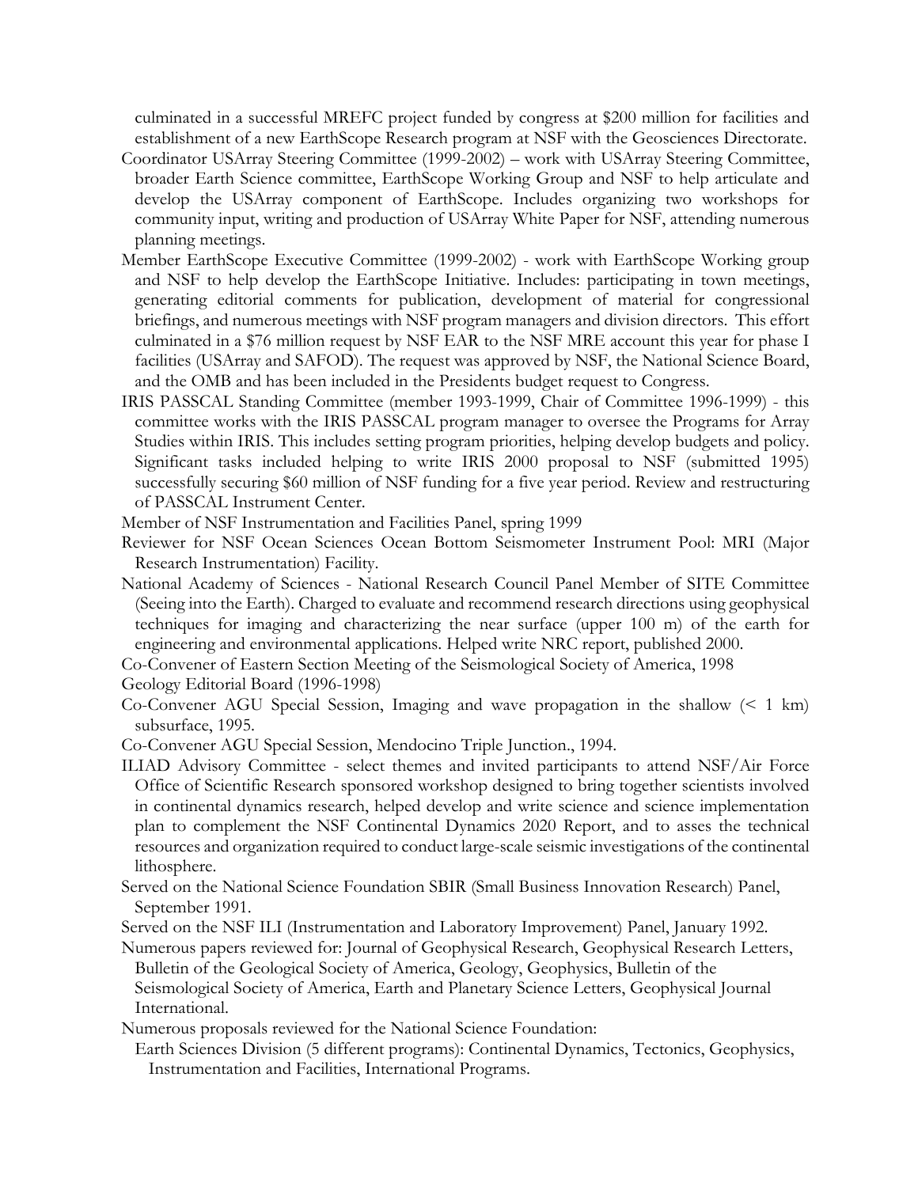culminated in a successful MREFC project funded by congress at $200 million for facilities and establishment of a new EarthScope Research program at NSF with the Geosciences Directorate.

Coordinator USArray Steering Committee (1999-2002) – work with USArray Steering Committee, broader Earth Science committee, EarthScope Working Group and NSF to help articulate and develop the USArray component of EarthScope. Includes organizing two workshops for community input, writing and production of USArray White Paper for NSF, attending numerous planning meetings.

Member EarthScope Executive Committee (1999-2002) - work with EarthScope Working group and NSF to help develop the EarthScope Initiative. Includes: participating in town meetings, generating editorial comments for publication, development of material for congressional briefings, and numerous meetings with NSF program managers and division directors. This effort culminated in a $76 million request by NSF EAR to the NSF MRE account this year for phase I facilities (USArray and SAFOD). The request was approved by NSF, the National Science Board, and the OMB and has been included in the Presidents budget request to Congress.

IRIS PASSCAL Standing Committee (member 1993-1999, Chair of Committee 1996-1999) - this committee works with the IRIS PASSCAL program manager to oversee the Programs for Array Studies within IRIS. This includes setting program priorities, helping develop budgets and policy. Significant tasks included helping to write IRIS 2000 proposal to NSF (submitted 1995) successfully securing $60 million of NSF funding for a five year period. Review and restructuring of PASSCAL Instrument Center.

Member of NSF Instrumentation and Facilities Panel, spring 1999

Reviewer for NSF Ocean Sciences Ocean Bottom Seismometer Instrument Pool: MRI (Major Research Instrumentation) Facility.

National Academy of Sciences - National Research Council Panel Member of SITE Committee (Seeing into the Earth). Charged to evaluate and recommend research directions using geophysical techniques for imaging and characterizing the near surface (upper 100 m) of the earth for engineering and environmental applications. Helped write NRC report, published 2000.

Co-Convener of Eastern Section Meeting of the Seismological Society of America, 1998

Geology Editorial Board (1996-1998)

Co-Convener AGU Special Session, Imaging and wave propagation in the shallow (< 1 km) subsurface, 1995.

Co-Convener AGU Special Session, Mendocino Triple Junction., 1994.

ILIAD Advisory Committee - select themes and invited participants to attend NSF/Air Force Office of Scientific Research sponsored workshop designed to bring together scientists involved in continental dynamics research, helped develop and write science and science implementation plan to complement the NSF Continental Dynamics 2020 Report, and to asses the technical resources and organization required to conduct large-scale seismic investigations of the continental lithosphere.

Served on the National Science Foundation SBIR (Small Business Innovation Research) Panel, September 1991.

Served on the NSF ILI (Instrumentation and Laboratory Improvement) Panel, January 1992.

Numerous papers reviewed for: Journal of Geophysical Research, Geophysical Research Letters, Bulletin of the Geological Society of America, Geology, Geophysics, Bulletin of the Seismological Society of America, Earth and Planetary Science Letters, Geophysical Journal International.

Numerous proposals reviewed for the National Science Foundation:

Earth Sciences Division (5 different programs): Continental Dynamics, Tectonics, Geophysics, Instrumentation and Facilities, International Programs.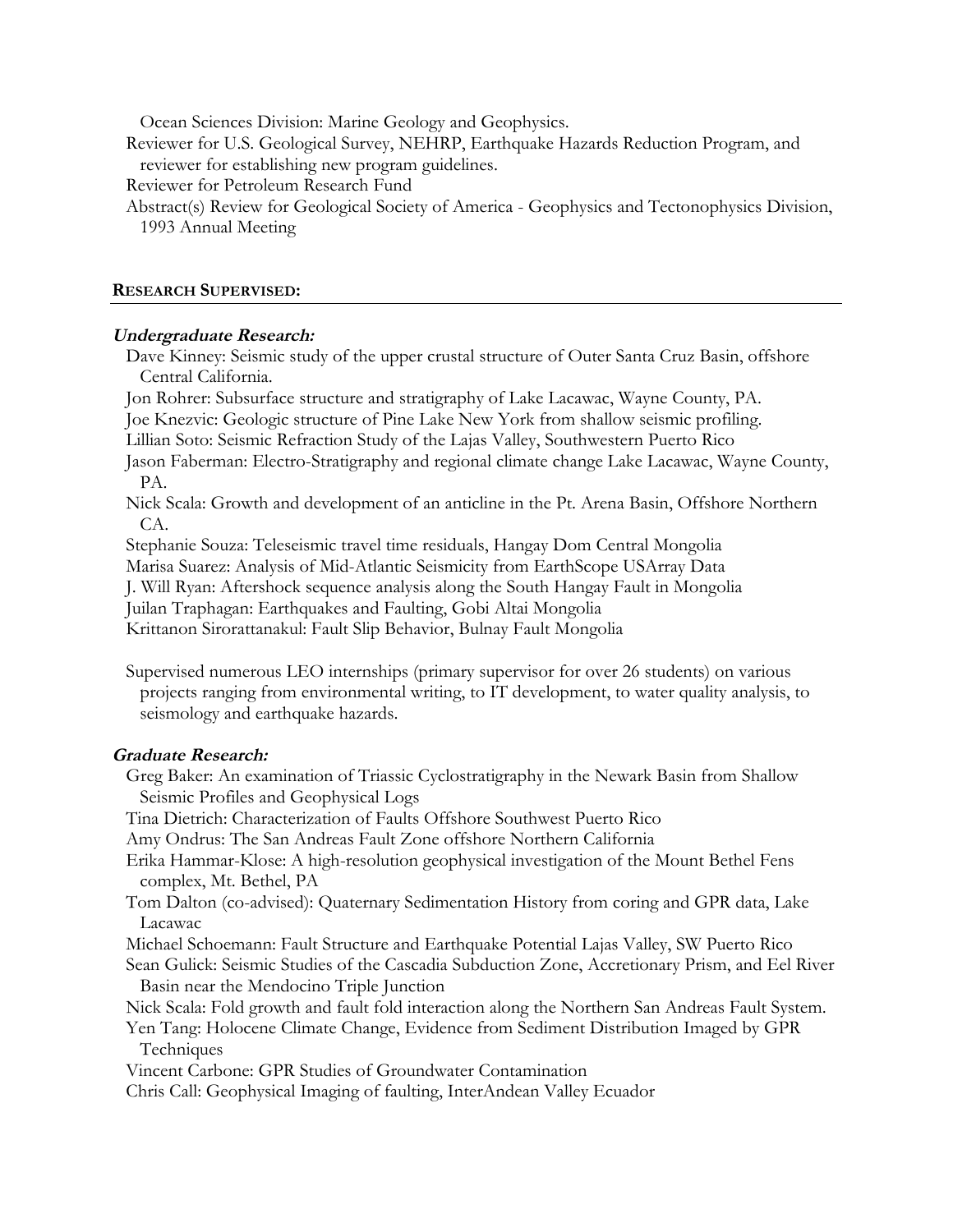Ocean Sciences Division: Marine Geology and Geophysics.

Reviewer for U.S. Geological Survey, NEHRP, Earthquake Hazards Reduction Program, and reviewer for establishing new program guidelines.

Reviewer for Petroleum Research Fund

Abstract(s) Review for Geological Society of America - Geophysics and Tectonophysics Division, 1993 Annual Meeting

## RESEARCH SUPERVISED:

### *Undergraduate Research:*

Dave Kinney: Seismic study of the upper crustal structure of Outer Santa Cruz Basin, offshore Central California.

Jon Rohrer: Subsurface structure and stratigraphy of Lake Lacawac, Wayne County, PA.

Joe Knezvic: Geologic structure of Pine Lake New York from shallow seismic profiling.

Lillian Soto: Seismic Refraction Study of the Lajas Valley, Southwestern Puerto Rico

Jason Faberman: Electro-Stratigraphy and regional climate change Lake Lacawac, Wayne County, PA.

Nick Scala: Growth and development of an anticline in the Pt. Arena Basin, Offshore Northern CA.

Stephanie Souza: Teleseismic travel time residuals, Hangay Dom Central Mongolia

Marisa Suarez: Analysis of Mid-Atlantic Seismicity from EarthScope USArray Data

J. Will Ryan: Aftershock sequence analysis along the South Hangay Fault in Mongolia

Juilan Traphagan: Earthquakes and Faulting, Gobi Altai Mongolia

Krittanon Sirorattanakul: Fault Slip Behavior, Bulnay Fault Mongolia

Supervised numerous LEO internships (primary supervisor for over 26 students) on various projects ranging from environmental writing, to IT development, to water quality analysis, to seismology and earthquake hazards.

### *Graduate Research:*

Greg Baker: An examination of Triassic Cyclostratigraphy in the Newark Basin from Shallow Seismic Profiles and Geophysical Logs

Tina Dietrich: Characterization of Faults Offshore Southwest Puerto Rico

Amy Ondrus: The San Andreas Fault Zone offshore Northern California

Erika Hammar-Klose: A high-resolution geophysical investigation of the Mount Bethel Fens complex, Mt. Bethel, PA

Tom Dalton (co-advised): Quaternary Sedimentation History from coring and GPR data, Lake Lacawac

Michael Schoemann: Fault Structure and Earthquake Potential Lajas Valley, SW Puerto Rico

Sean Gulick: Seismic Studies of the Cascadia Subduction Zone, Accretionary Prism, and Eel River Basin near the Mendocino Triple Junction

Nick Scala: Fold growth and fault fold interaction along the Northern San Andreas Fault System.

Yen Tang: Holocene Climate Change, Evidence from Sediment Distribution Imaged by GPR Techniques

Vincent Carbone: GPR Studies of Groundwater Contamination

Chris Call: Geophysical Imaging of faulting, InterAndean Valley Ecuador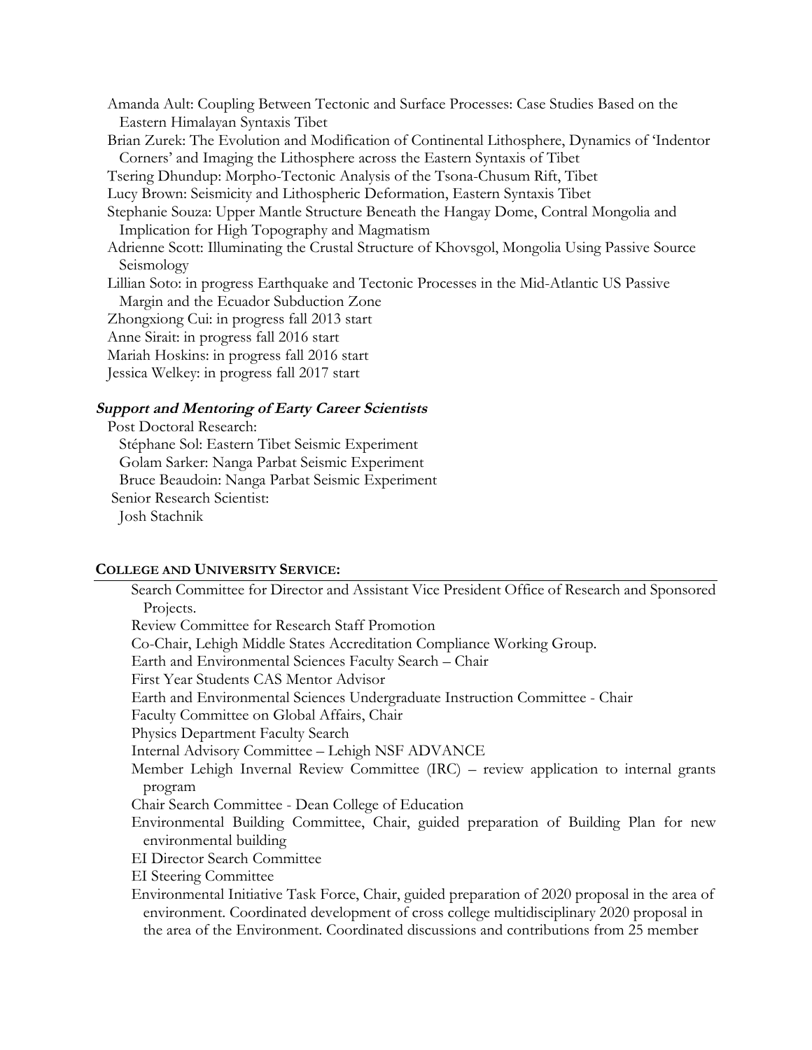Amanda Ault: Coupling Between Tectonic and Surface Processes: Case Studies Based on the Eastern Himalayan Syntaxis Tibet

Brian Zurek: The Evolution and Modification of Continental Lithosphere, Dynamics of 'Indentor Corners' and Imaging the Lithosphere across the Eastern Syntaxis of Tibet

Tsering Dhundup: Morpho-Tectonic Analysis of the Tsona-Chusum Rift, Tibet

Lucy Brown: Seismicity and Lithospheric Deformation, Eastern Syntaxis Tibet

Stephanie Souza: Upper Mantle Structure Beneath the Hangay Dome, Contral Mongolia and Implication for High Topography and Magmatism

Adrienne Scott: Illuminating the Crustal Structure of Khovsgol, Mongolia Using Passive Source Seismology

Lillian Soto: in progress Earthquake and Tectonic Processes in the Mid-Atlantic US Passive Margin and the Ecuador Subduction Zone

Zhongxiong Cui: in progress fall 2013 start

Anne Sirait: in progress fall 2016 start

Mariah Hoskins: in progress fall 2016 start

Jessica Welkey: in progress fall 2017 start

***Support and Mentoring of Earty Career Scientists***

Post Doctoral Research:

Stéphane Sol: Eastern Tibet Seismic Experiment

Golam Sarker: Nanga Parbat Seismic Experiment

Bruce Beaudoin: Nanga Parbat Seismic Experiment

Senior Research Scientist:

Josh Stachnik

## COLLEGE AND UNIVERSITY SERVICE:

Search Committee for Director and Assistant Vice President Office of Research and Sponsored Projects.

Review Committee for Research Staff Promotion

Co-Chair, Lehigh Middle States Accreditation Compliance Working Group.

Earth and Environmental Sciences Faculty Search – Chair

First Year Students CAS Mentor Advisor

Earth and Environmental Sciences Undergraduate Instruction Committee - Chair

Faculty Committee on Global Affairs, Chair

Physics Department Faculty Search

Internal Advisory Committee – Lehigh NSF ADVANCE

Member Lehigh Invernal Review Committee (IRC) – review application to internal grants program

Chair Search Committee - Dean College of Education

Environmental Building Committee, Chair, guided preparation of Building Plan for new environmental building

EI Director Search Committee

EI Steering Committee

Environmental Initiative Task Force, Chair, guided preparation of 2020 proposal in the area of environment. Coordinated development of cross college multidisciplinary 2020 proposal in the area of the Environment. Coordinated discussions and contributions from 25 member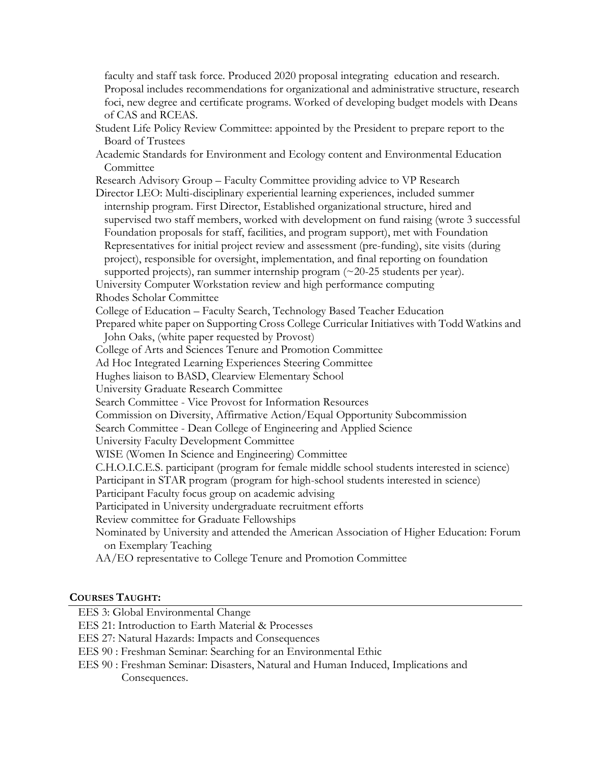faculty and staff task force. Produced 2020 proposal integrating education and research. Proposal includes recommendations for organizational and administrative structure, research foci, new degree and certificate programs. Worked of developing budget models with Deans of CAS and RCEAS.

Student Life Policy Review Committee: appointed by the President to prepare report to the Board of Trustees

Academic Standards for Environment and Ecology content and Environmental Education Committee

Research Advisory Group – Faculty Committee providing advice to VP Research

Director LEO: Multi-disciplinary experiential learning experiences, included summer internship program. First Director, Established organizational structure, hired and supervised two staff members, worked with development on fund raising (wrote 3 successful Foundation proposals for staff, facilities, and program support), met with Foundation Representatives for initial project review and assessment (pre-funding), site visits (during project), responsible for oversight, implementation, and final reporting on foundation supported projects), ran summer internship program (~20-25 students per year).

University Computer Workstation review and high performance computing

Rhodes Scholar Committee

College of Education – Faculty Search, Technology Based Teacher Education

Prepared white paper on Supporting Cross College Curricular Initiatives with Todd Watkins and John Oaks, (white paper requested by Provost)

College of Arts and Sciences Tenure and Promotion Committee

Ad Hoc Integrated Learning Experiences Steering Committee

Hughes liaison to BASD, Clearview Elementary School

University Graduate Research Committee

Search Committee - Vice Provost for Information Resources

Commission on Diversity, Affirmative Action/Equal Opportunity Subcommission

Search Committee - Dean College of Engineering and Applied Science

University Faculty Development Committee

WISE (Women In Science and Engineering) Committee

C.H.O.I.C.E.S. participant (program for female middle school students interested in science)

Participant in STAR program (program for high-school students interested in science)

Participant Faculty focus group on academic advising

Participated in University undergraduate recruitment efforts

Review committee for Graduate Fellowships

Nominated by University and attended the American Association of Higher Education: Forum on Exemplary Teaching

AA/EO representative to College Tenure and Promotion Committee

## COURSES TAUGHT:

EES 3: Global Environmental Change

EES 21: Introduction to Earth Material & Processes

EES 27: Natural Hazards: Impacts and Consequences

EES 90 : Freshman Seminar: Searching for an Environmental Ethic

EES 90 : Freshman Seminar: Disasters, Natural and Human Induced, Implications and Consequences.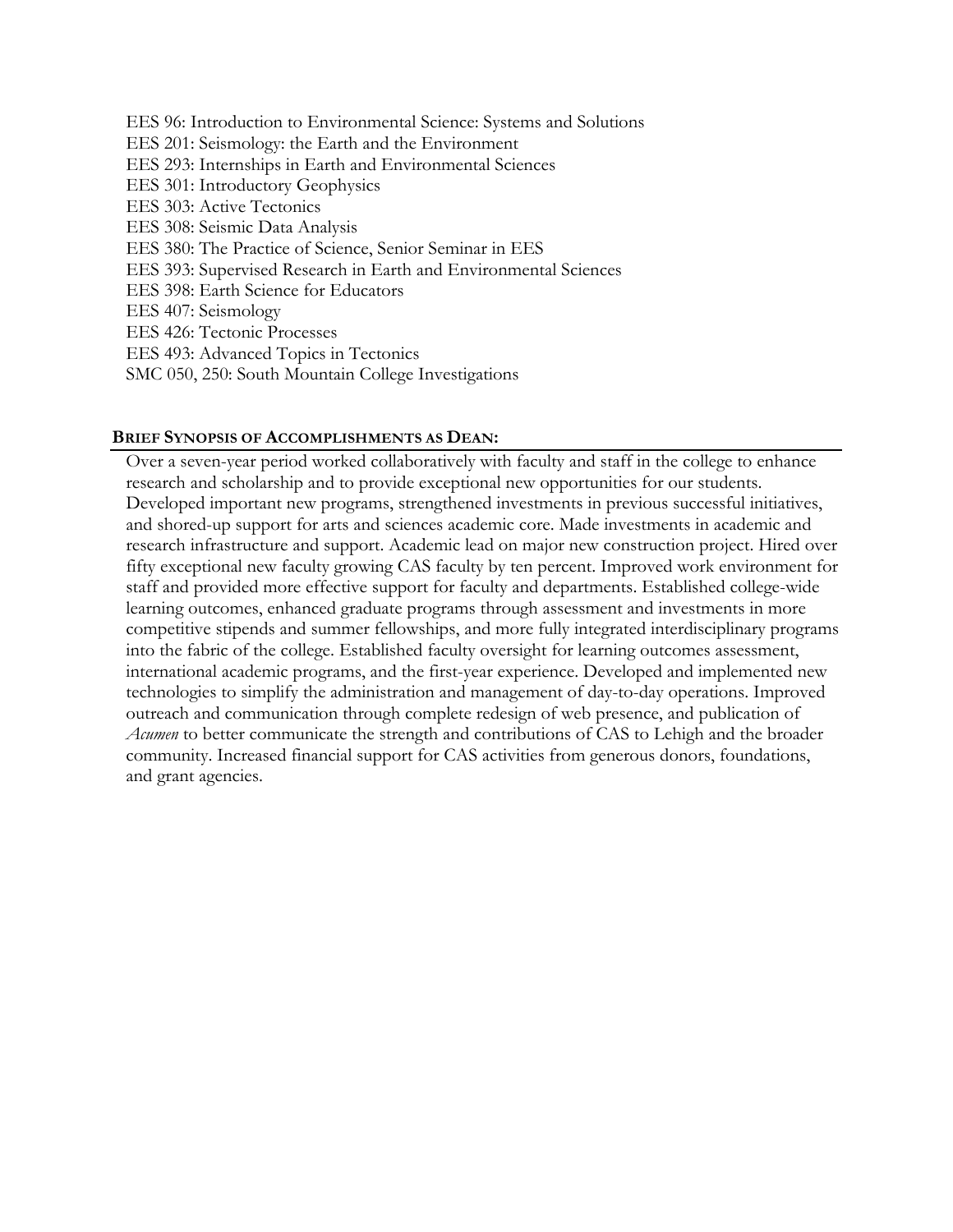EES 96: Introduction to Environmental Science: Systems and Solutions
EES 201: Seismology: the Earth and the Environment
EES 293: Internships in Earth and Environmental Sciences
EES 301: Introductory Geophysics
EES 303: Active Tectonics
EES 308: Seismic Data Analysis
EES 380: The Practice of Science, Senior Seminar in EES
EES 393: Supervised Research in Earth and Environmental Sciences
EES 398: Earth Science for Educators
EES 407: Seismology
EES 426: Tectonic Processes
EES 493: Advanced Topics in Tectonics
SMC 050, 250: South Mountain College Investigations

## BRIEF SYNOPSIS OF ACCOMPLISHMENTS AS DEAN:

Over a seven-year period worked collaboratively with faculty and staff in the college to enhance research and scholarship and to provide exceptional new opportunities for our students. Developed important new programs, strengthened investments in previous successful initiatives, and shored-up support for arts and sciences academic core. Made investments in academic and research infrastructure and support. Academic lead on major new construction project. Hired over fifty exceptional new faculty growing CAS faculty by ten percent. Improved work environment for staff and provided more effective support for faculty and departments. Established college-wide learning outcomes, enhanced graduate programs through assessment and investments in more competitive stipends and summer fellowships, and more fully integrated interdisciplinary programs into the fabric of the college. Established faculty oversight for learning outcomes assessment, international academic programs, and the first-year experience. Developed and implemented new technologies to simplify the administration and management of day-to-day operations. Improved outreach and communication through complete redesign of web presence, and publication of *Acumen* to better communicate the strength and contributions of CAS to Lehigh and the broader community. Increased financial support for CAS activities from generous donors, foundations, and grant agencies.